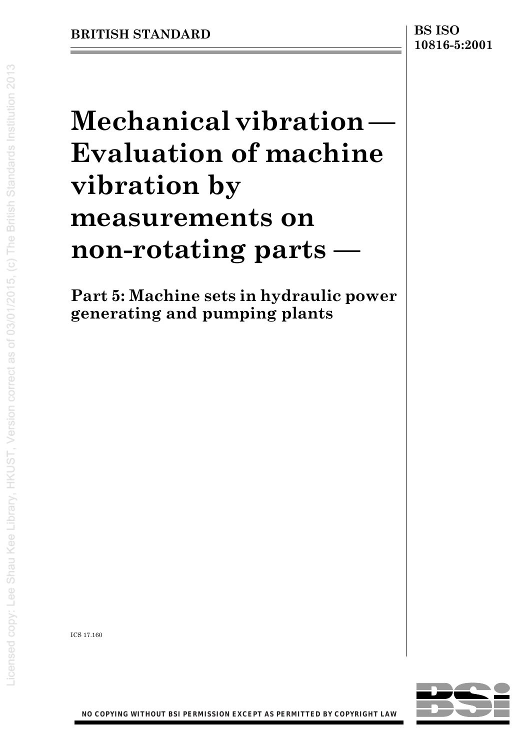BRITISH STANDARD

BS ISO 10816-5:2001

# Mechanical vibration — Evaluation of machine vibration by measurements on non-rotating parts —

## Part 5: Machine sets in hydraulic power generating and pumping plants

ICS 17.160

NO COPYING WITHOUT BSI PERMISSION EXCEPT AS PERMITTED BY COPYRIGHT LAW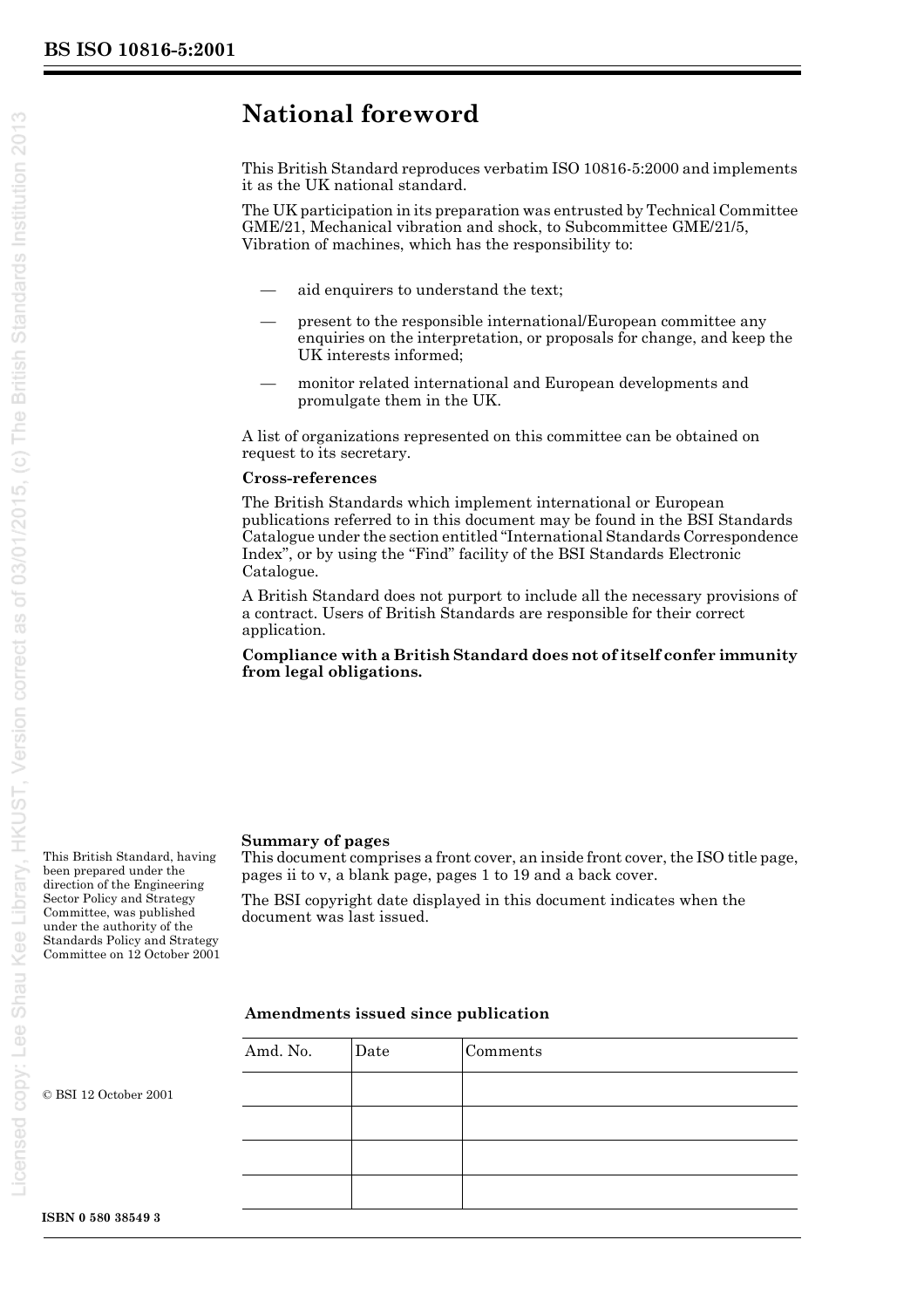# National foreword

This British Standard reproduces verbatim ISO 10816-5:2000 and implements it as the UK national standard.

The UK participation in its preparation was entrusted by Technical Committee GME/21, Mechanical vibration and shock, to Subcommittee GME/21/5, Vibration of machines, which has the responsibility to:

— aid enquirers to understand the text;

— present to the responsible international/European committee any enquiries on the interpretation, or proposals for change, and keep the UK interests informed;

— monitor related international and European developments and promulgate them in the UK.

A list of organizations represented on this committee can be obtained on request to its secretary.

**Cross-references**

The British Standards which implement international or European publications referred to in this document may be found in the BSI Standards Catalogue under the section entitled "International Standards Correspondence Index", or by using the "Find" facility of the BSI Standards Electronic Catalogue.

A British Standard does not purport to include all the necessary provisions of a contract. Users of British Standards are responsible for their correct application.

**Compliance with a British Standard does not of itself confer immunity from legal obligations.**

This British Standard, having been prepared under the direction of the Engineering Sector Policy and Strategy Committee, was published under the authority of the Standards Policy and Strategy Committee on 12 October 2001

**Summary of pages**

This document comprises a front cover, an inside front cover, the ISO title page, pages ii to v, a blank page, pages 1 to 19 and a back cover.

The BSI copyright date displayed in this document indicates when the document was last issued.

© BSI 12 October 2001

**Amendments issued since publication**

| Amd. No. | Date | Comments |
|---|---|---|
| | | |
| | | |
| | | |
| | | |

**ISBN 0 580 38549 3**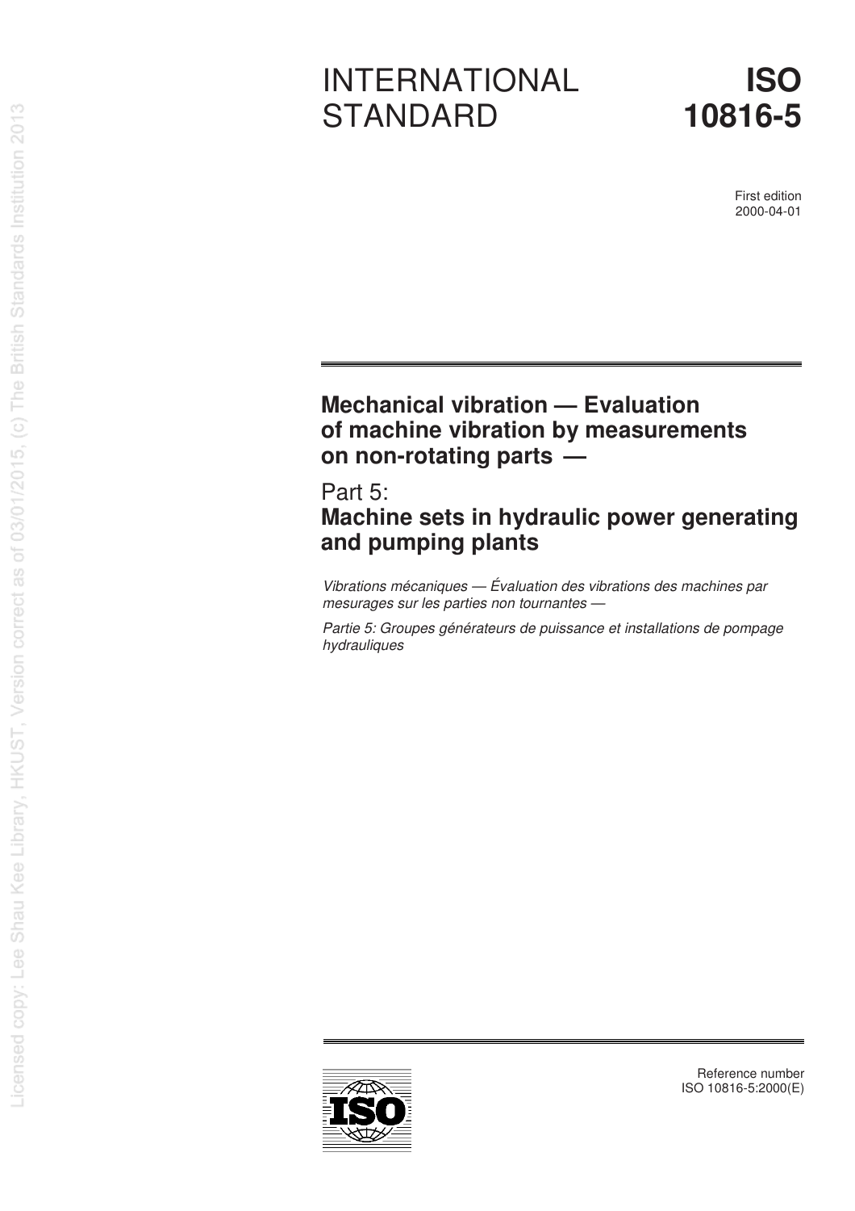# INTERNATIONAL STANDARD

# ISO 10816-5

First edition
2000-04-01

## Mechanical vibration — Evaluation of machine vibration by measurements on non-rotating parts —

## Part 5: Machine sets in hydraulic power generating and pumping plants

*Vibrations mécaniques — Évaluation des vibrations des machines par mesurages sur les parties non tournantes —*

*Partie 5: Groupes générateurs de puissance et installations de pompage hydrauliques*

Reference number
ISO 10816-5:2000(E)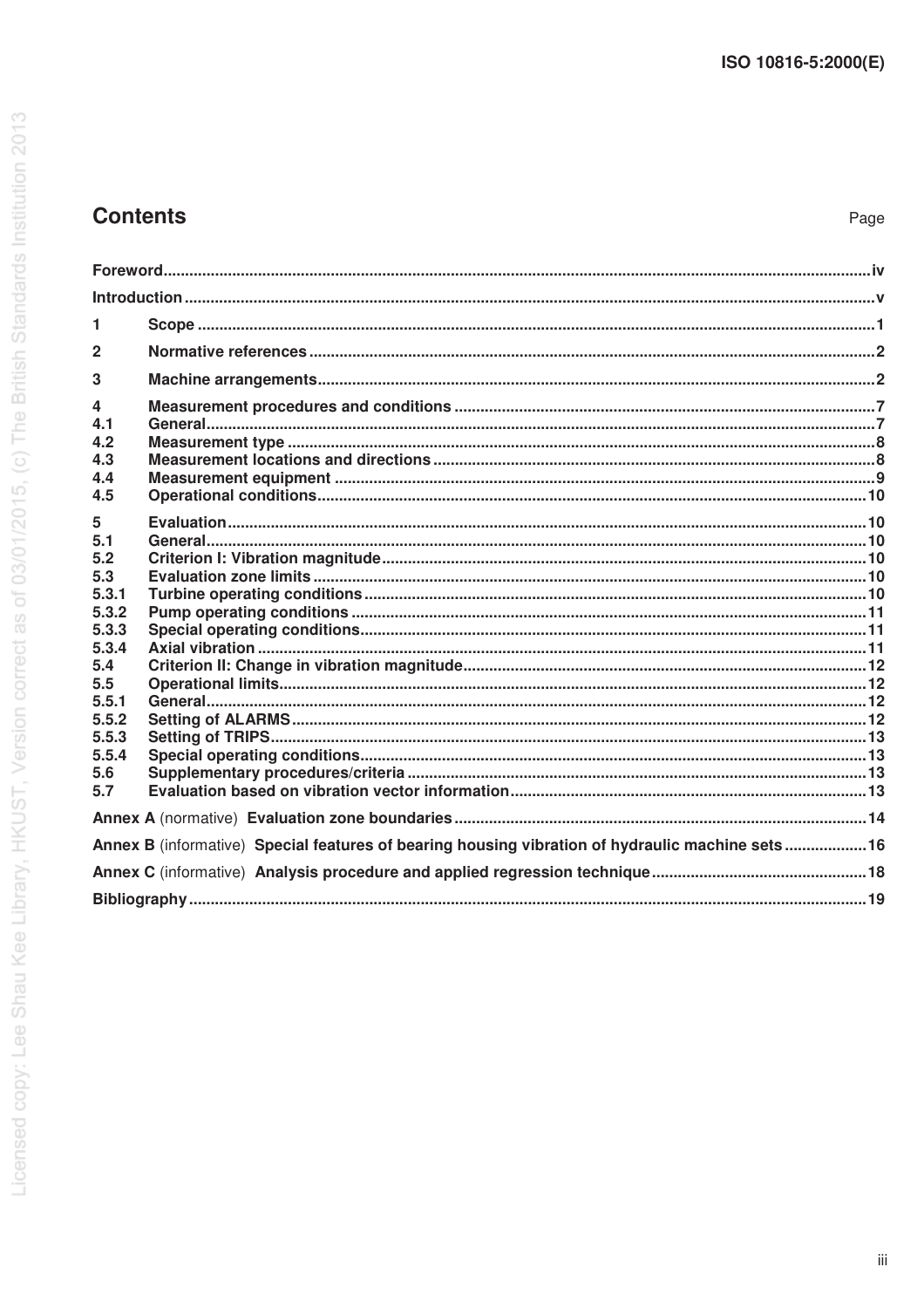# Contents

Page

Foreword ..... iv

Introduction ..... v

1 Scope ..... 1

2 Normative references ..... 2

3 Machine arrangements ..... 2

4 Measurement procedures and conditions ..... 7

4.1 General ..... 7

4.2 Measurement type ..... 8

4.3 Measurement locations and directions ..... 8

4.4 Measurement equipment ..... 9

4.5 Operational conditions ..... 10

5 Evaluation ..... 10

5.1 General ..... 10

5.2 Criterion I: Vibration magnitude ..... 10

5.3 Evaluation zone limits ..... 10

5.3.1 Turbine operating conditions ..... 10

5.3.2 Pump operating conditions ..... 11

5.3.3 Special operating conditions ..... 11

5.3.4 Axial vibration ..... 11

5.4 Criterion II: Change in vibration magnitude ..... 12

5.5 Operational limits ..... 12

5.5.1 General ..... 12

5.5.2 Setting of ALARMS ..... 12

5.5.3 Setting of TRIPS ..... 13

5.5.4 Special operating conditions ..... 13

5.6 Supplementary procedures/criteria ..... 13

5.7 Evaluation based on vibration vector information ..... 13

Annex A (normative) Evaluation zone boundaries ..... 14

Annex B (informative) Special features of bearing housing vibration of hydraulic machine sets ..... 16

Annex C (informative) Analysis procedure and applied regression technique ..... 18

Bibliography ..... 19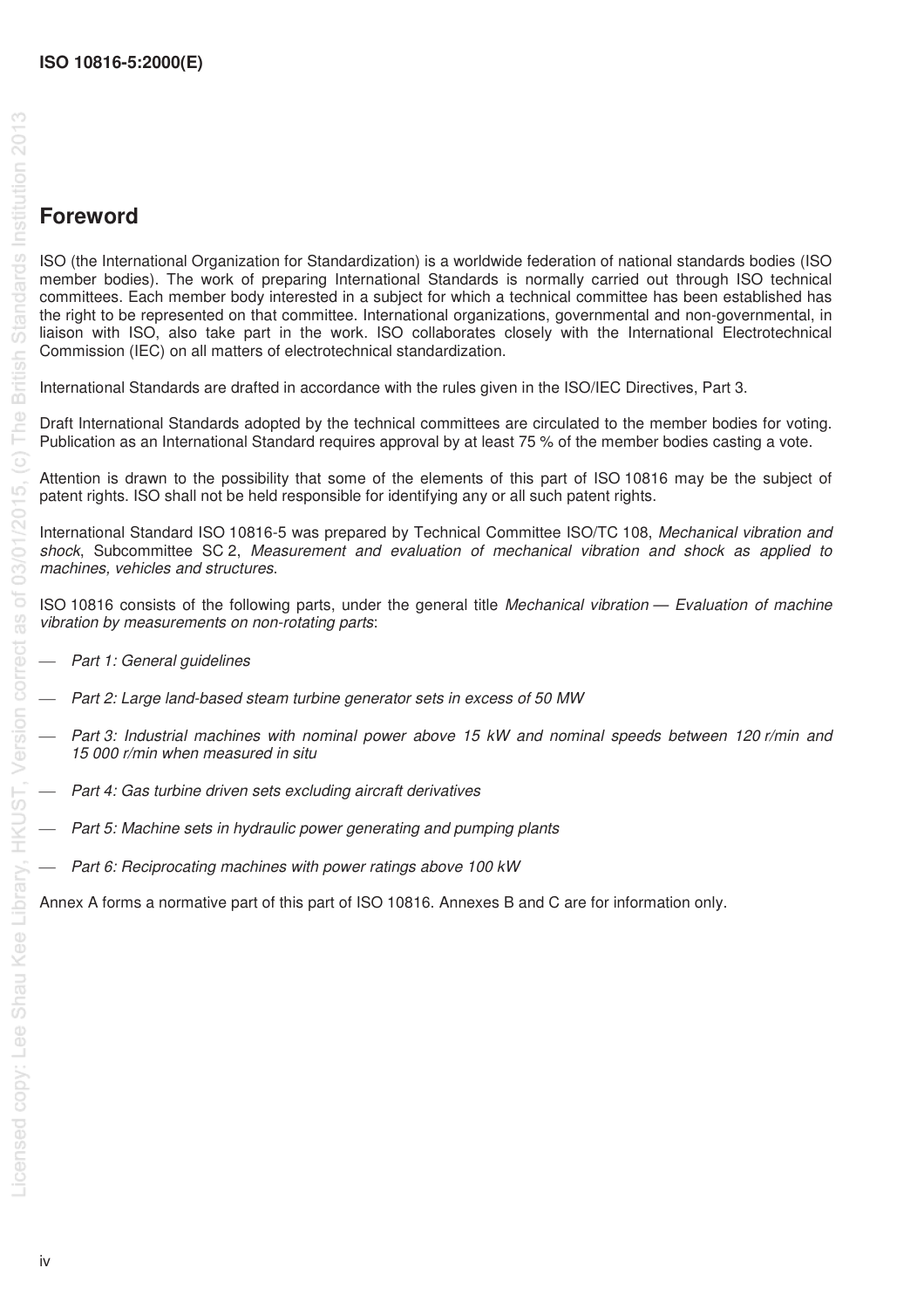## Foreword

ISO (the International Organization for Standardization) is a worldwide federation of national standards bodies (ISO member bodies). The work of preparing International Standards is normally carried out through ISO technical committees. Each member body interested in a subject for which a technical committee has been established has the right to be represented on that committee. International organizations, governmental and non-governmental, in liaison with ISO, also take part in the work. ISO collaborates closely with the International Electrotechnical Commission (IEC) on all matters of electrotechnical standardization.

International Standards are drafted in accordance with the rules given in the ISO/IEC Directives, Part 3.

Draft International Standards adopted by the technical committees are circulated to the member bodies for voting. Publication as an International Standard requires approval by at least 75 % of the member bodies casting a vote.

Attention is drawn to the possibility that some of the elements of this part of ISO 10816 may be the subject of patent rights. ISO shall not be held responsible for identifying any or all such patent rights.

International Standard ISO 10816-5 was prepared by Technical Committee ISO/TC 108, *Mechanical vibration and shock*, Subcommittee SC 2, *Measurement and evaluation of mechanical vibration and shock as applied to machines, vehicles and structures*.

ISO 10816 consists of the following parts, under the general title *Mechanical vibration — Evaluation of machine vibration by measurements on non-rotating parts*:

— *Part 1: General guidelines*

— *Part 2: Large land-based steam turbine generator sets in excess of 50 MW*

— *Part 3: Industrial machines with nominal power above 15 kW and nominal speeds between 120 r/min and 15 000 r/min when measured in situ*

— *Part 4: Gas turbine driven sets excluding aircraft derivatives*

— *Part 5: Machine sets in hydraulic power generating and pumping plants*

— *Part 6: Reciprocating machines with power ratings above 100 kW*

Annex A forms a normative part of this part of ISO 10816. Annexes B and C are for information only.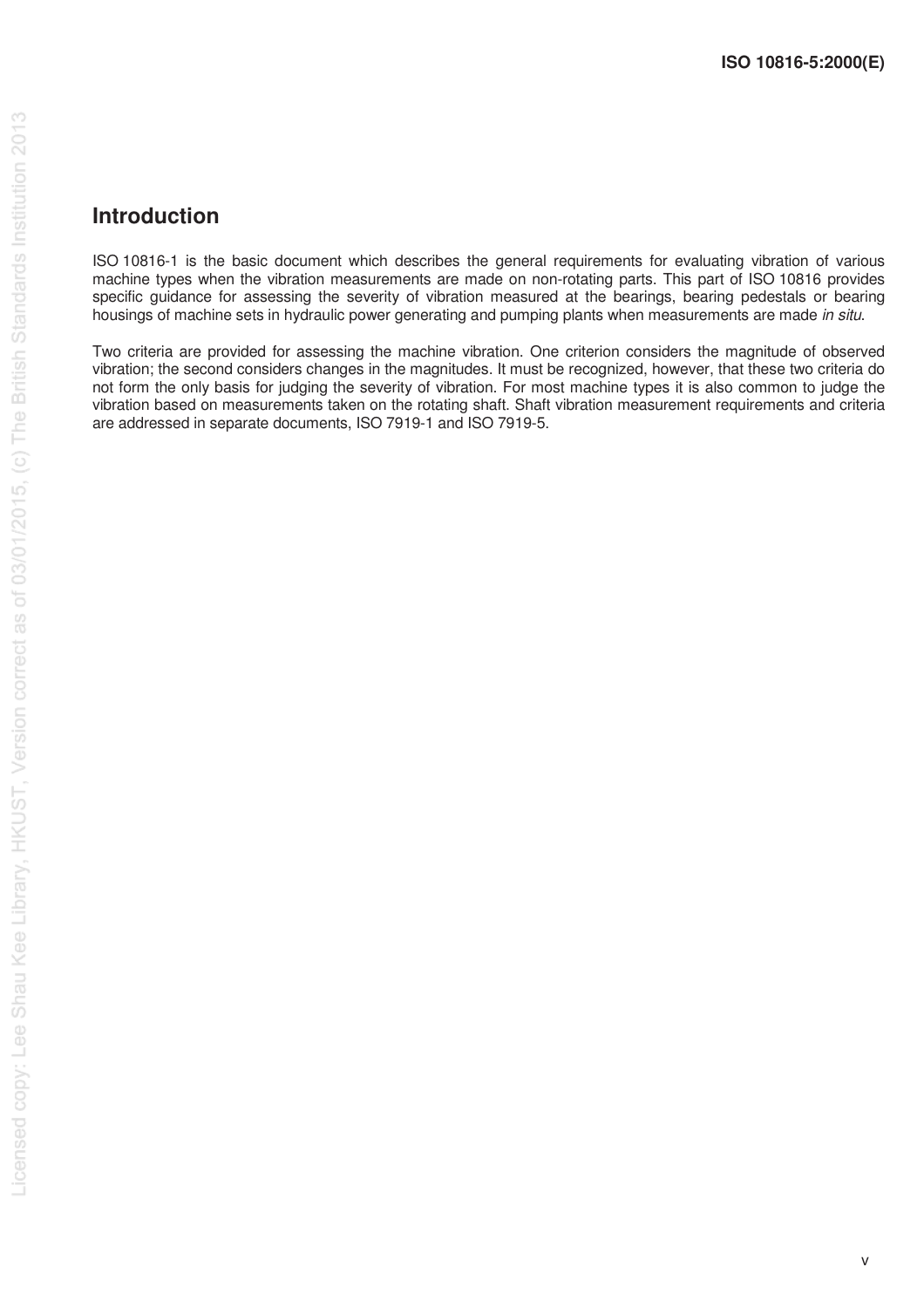## Introduction

ISO 10816-1 is the basic document which describes the general requirements for evaluating vibration of various machine types when the vibration measurements are made on non-rotating parts. This part of ISO 10816 provides specific guidance for assessing the severity of vibration measured at the bearings, bearing pedestals or bearing housings of machine sets in hydraulic power generating and pumping plants when measurements are made *in situ*.

Two criteria are provided for assessing the machine vibration. One criterion considers the magnitude of observed vibration; the second considers changes in the magnitudes. It must be recognized, however, that these two criteria do not form the only basis for judging the severity of vibration. For most machine types it is also common to judge the vibration based on measurements taken on the rotating shaft. Shaft vibration measurement requirements and criteria are addressed in separate documents, ISO 7919-1 and ISO 7919-5.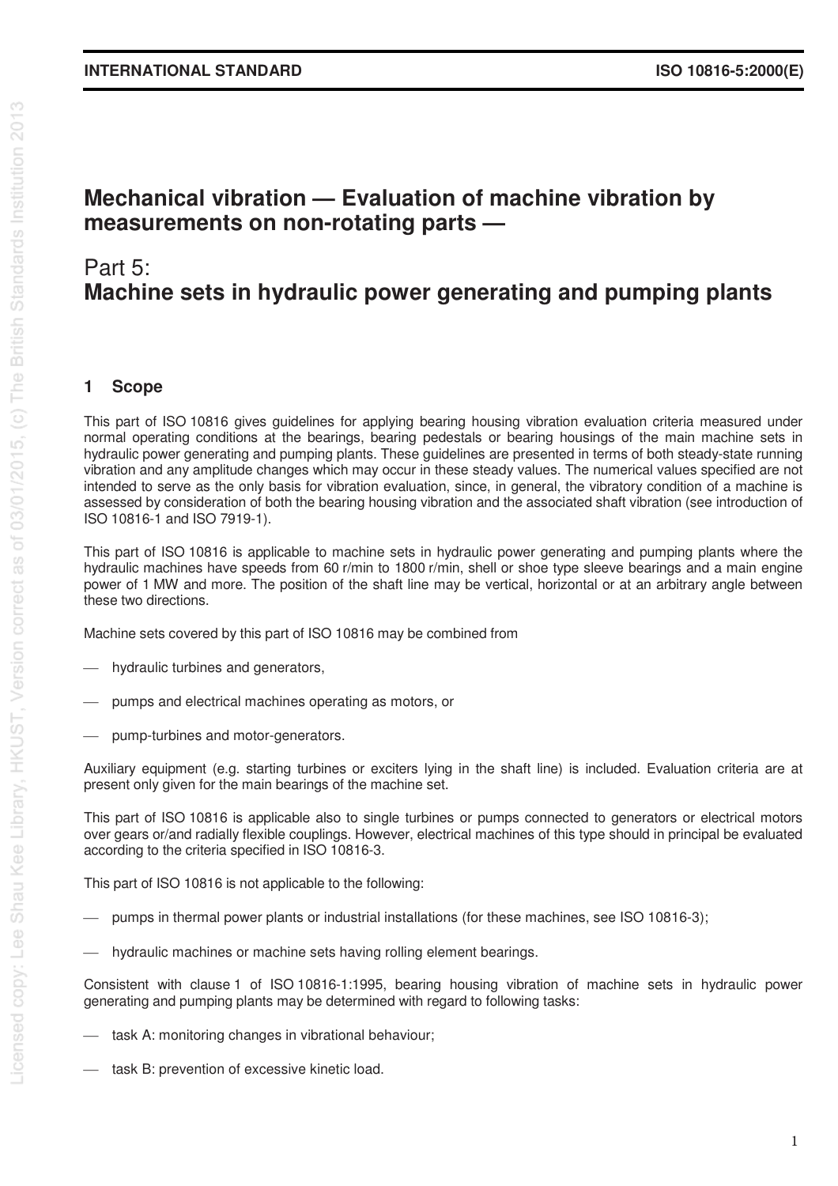# Mechanical vibration — Evaluation of machine vibration by measurements on non-rotating parts —

## Part 5: Machine sets in hydraulic power generating and pumping plants

## 1 Scope

This part of ISO 10816 gives guidelines for applying bearing housing vibration evaluation criteria measured under normal operating conditions at the bearings, bearing pedestals or bearing housings of the main machine sets in hydraulic power generating and pumping plants. These guidelines are presented in terms of both steady-state running vibration and any amplitude changes which may occur in these steady values. The numerical values specified are not intended to serve as the only basis for vibration evaluation, since, in general, the vibratory condition of a machine is assessed by consideration of both the bearing housing vibration and the associated shaft vibration (see introduction of ISO 10816-1 and ISO 7919-1).

This part of ISO 10816 is applicable to machine sets in hydraulic power generating and pumping plants where the hydraulic machines have speeds from 60 r/min to 1800 r/min, shell or shoe type sleeve bearings and a main engine power of 1 MW and more. The position of the shaft line may be vertical, horizontal or at an arbitrary angle between these two directions.

Machine sets covered by this part of ISO 10816 may be combined from

- hydraulic turbines and generators,
- pumps and electrical machines operating as motors, or
- pump-turbines and motor-generators.

Auxiliary equipment (e.g. starting turbines or exciters lying in the shaft line) is included. Evaluation criteria are at present only given for the main bearings of the machine set.

This part of ISO 10816 is applicable also to single turbines or pumps connected to generators or electrical motors over gears or/and radially flexible couplings. However, electrical machines of this type should in principal be evaluated according to the criteria specified in ISO 10816-3.

This part of ISO 10816 is not applicable to the following:

- pumps in thermal power plants or industrial installations (for these machines, see ISO 10816-3);
- hydraulic machines or machine sets having rolling element bearings.

Consistent with clause 1 of ISO 10816-1:1995, bearing housing vibration of machine sets in hydraulic power generating and pumping plants may be determined with regard to following tasks:

- task A: monitoring changes in vibrational behaviour;
- task B: prevention of excessive kinetic load.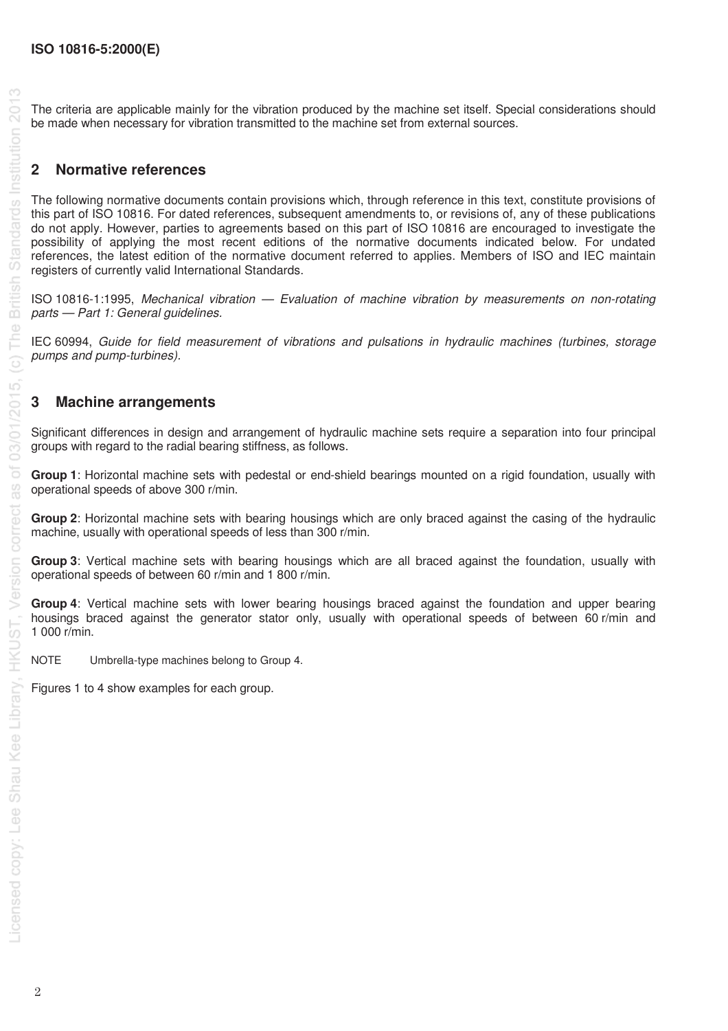The criteria are applicable mainly for the vibration produced by the machine set itself. Special considerations should be made when necessary for vibration transmitted to the machine set from external sources.

## 2 Normative references

The following normative documents contain provisions which, through reference in this text, constitute provisions of this part of ISO 10816. For dated references, subsequent amendments to, or revisions of, any of these publications do not apply. However, parties to agreements based on this part of ISO 10816 are encouraged to investigate the possibility of applying the most recent editions of the normative documents indicated below. For undated references, the latest edition of the normative document referred to applies. Members of ISO and IEC maintain registers of currently valid International Standards.

ISO 10816-1:1995, *Mechanical vibration — Evaluation of machine vibration by measurements on non-rotating parts — Part 1: General guidelines.*

IEC 60994, *Guide for field measurement of vibrations and pulsations in hydraulic machines (turbines, storage pumps and pump-turbines).*

## 3 Machine arrangements

Significant differences in design and arrangement of hydraulic machine sets require a separation into four principal groups with regard to the radial bearing stiffness, as follows.

**Group 1**: Horizontal machine sets with pedestal or end-shield bearings mounted on a rigid foundation, usually with operational speeds of above 300 r/min.

**Group 2**: Horizontal machine sets with bearing housings which are only braced against the casing of the hydraulic machine, usually with operational speeds of less than 300 r/min.

**Group 3**: Vertical machine sets with bearing housings which are all braced against the foundation, usually with operational speeds of between 60 r/min and 1 800 r/min.

**Group 4**: Vertical machine sets with lower bearing housings braced against the foundation and upper bearing housings braced against the generator stator only, usually with operational speeds of between 60 r/min and 1 000 r/min.

NOTE Umbrella-type machines belong to Group 4.

Figures 1 to 4 show examples for each group.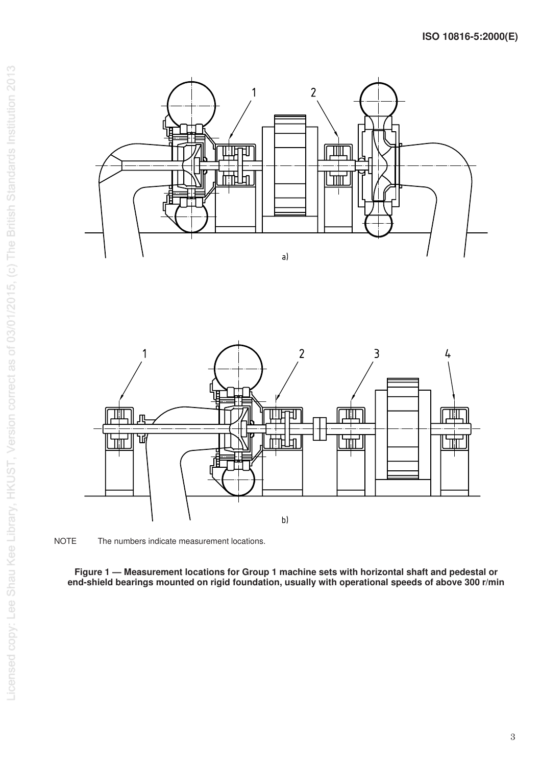a)

b)

NOTE The numbers indicate measurement locations.

**Figure 1 — Measurement locations for Group 1 machine sets with horizontal shaft and pedestal or end-shield bearings mounted on rigid foundation, usually with operational speeds of above 300 r/min**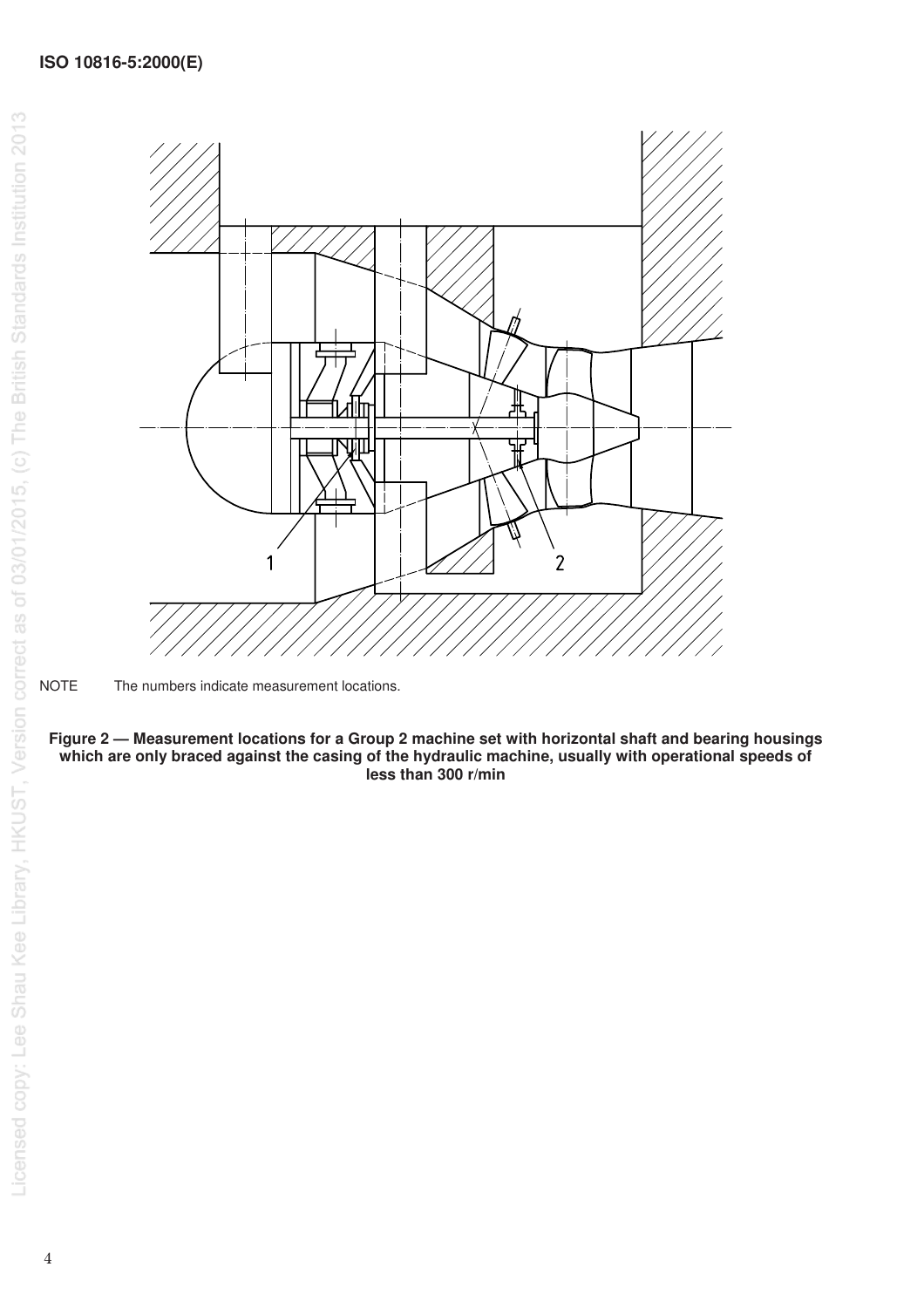NOTE The numbers indicate measurement locations.

**Figure 2 — Measurement locations for a Group 2 machine set with horizontal shaft and bearing housings which are only braced against the casing of the hydraulic machine, usually with operational speeds of less than 300 r/min**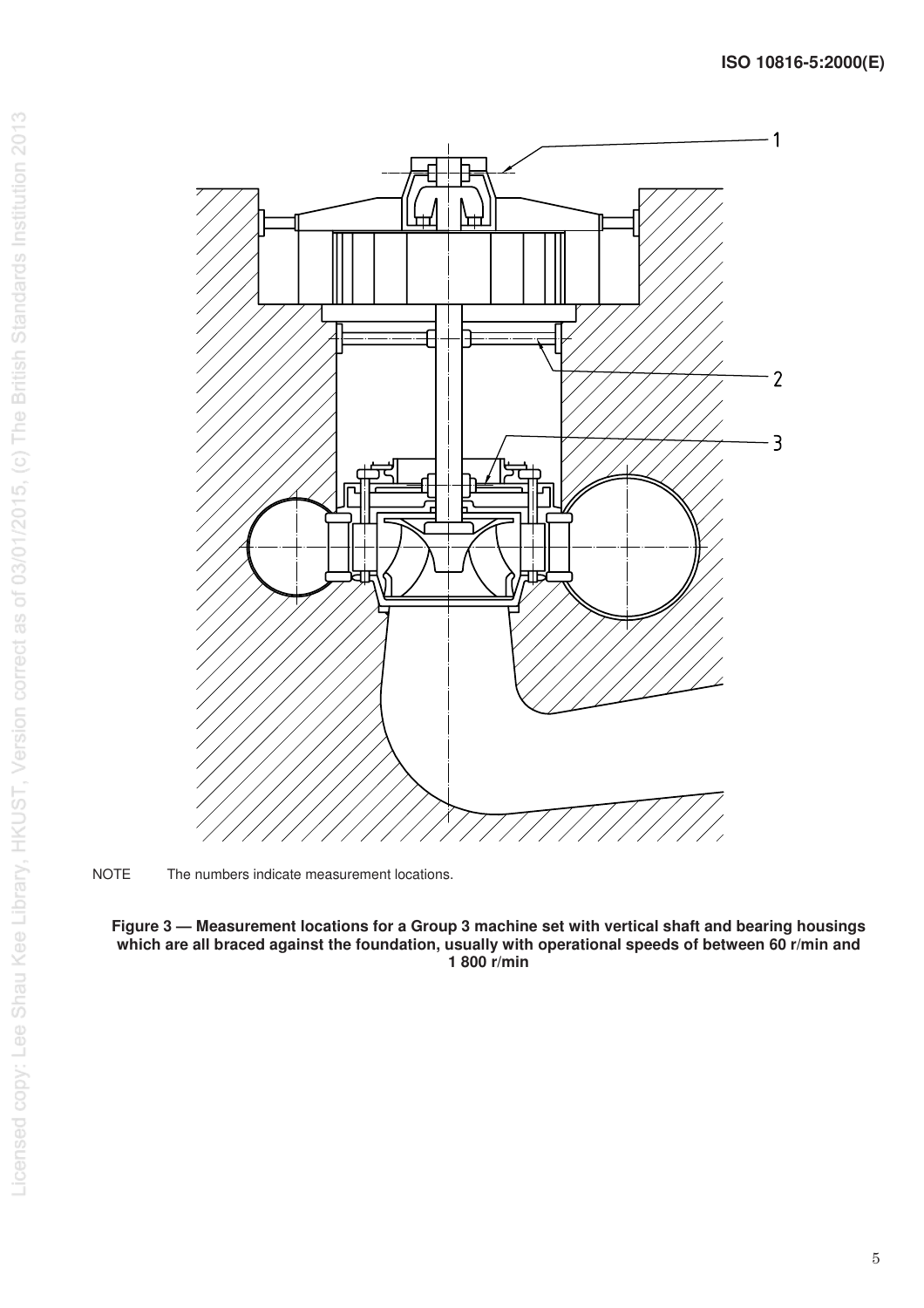NOTE The numbers indicate measurement locations.

**Figure 3 — Measurement locations for a Group 3 machine set with vertical shaft and bearing housings which are all braced against the foundation, usually with operational speeds of between 60 r/min and 1 800 r/min**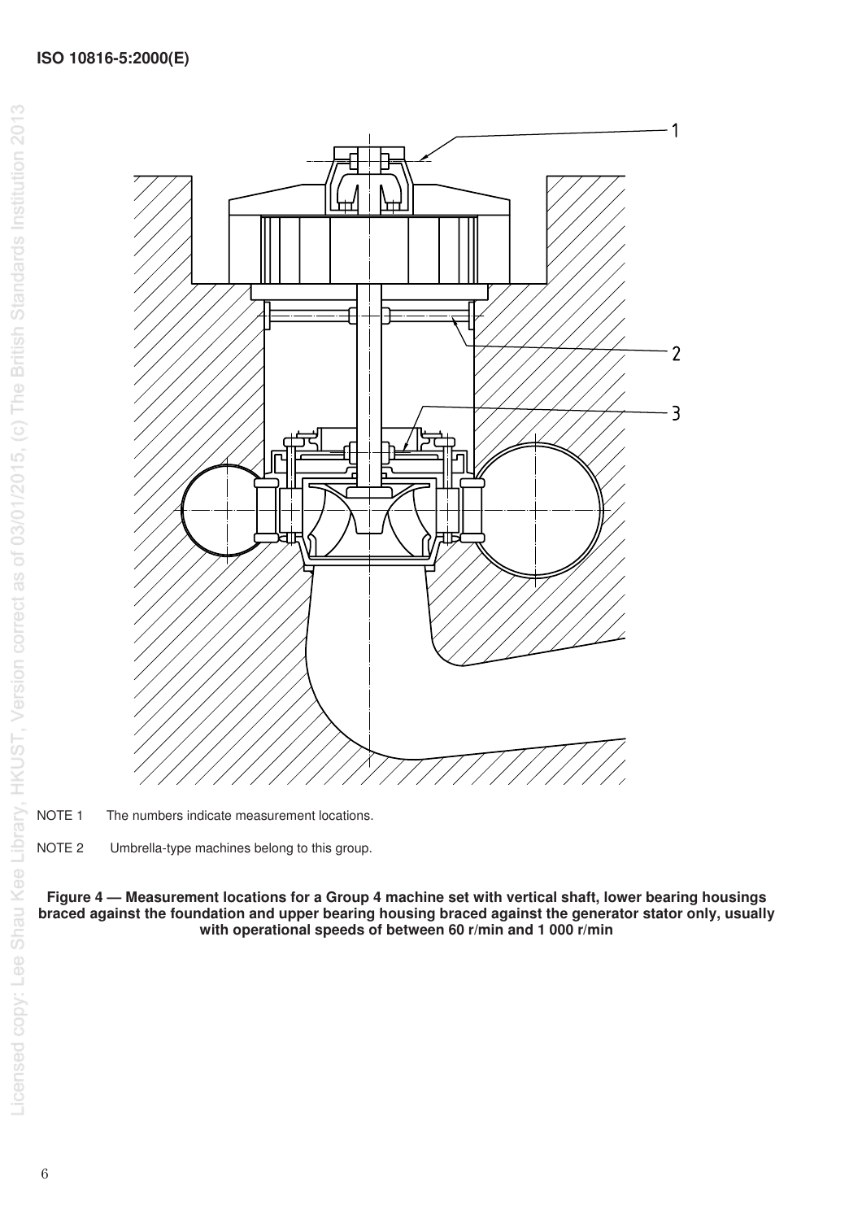NOTE 1 The numbers indicate measurement locations.

NOTE 2 Umbrella-type machines belong to this group.

**Figure 4 — Measurement locations for a Group 4 machine set with vertical shaft, lower bearing housings braced against the foundation and upper bearing housing braced against the generator stator only, usually with operational speeds of between 60 r/min and 1 000 r/min**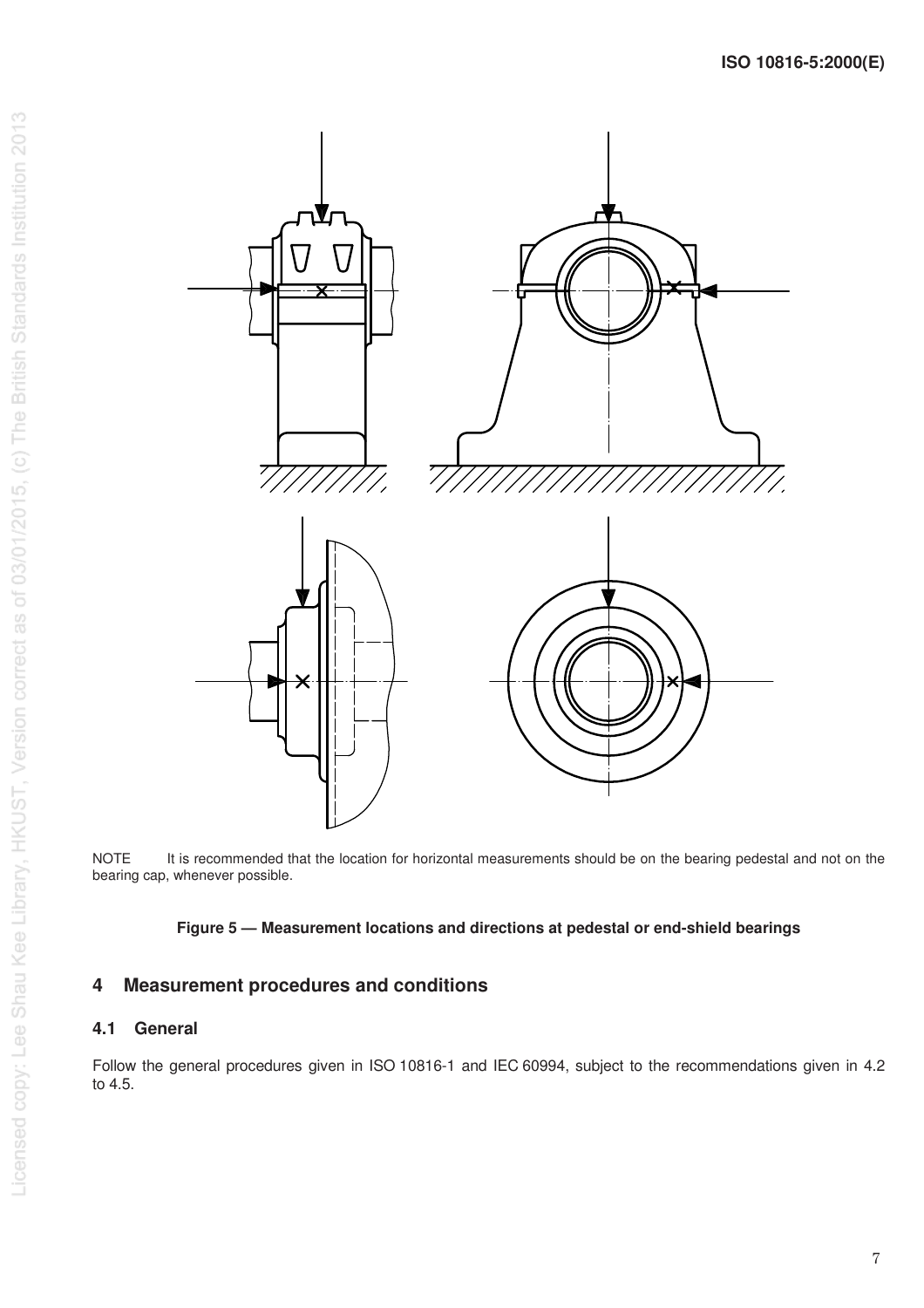NOTE It is recommended that the location for horizontal measurements should be on the bearing pedestal and not on the bearing cap, whenever possible.

**Figure 5 — Measurement locations and directions at pedestal or end-shield bearings**

## 4 Measurement procedures and conditions

### 4.1 General

Follow the general procedures given in ISO 10816-1 and IEC 60994, subject to the recommendations given in 4.2 to 4.5.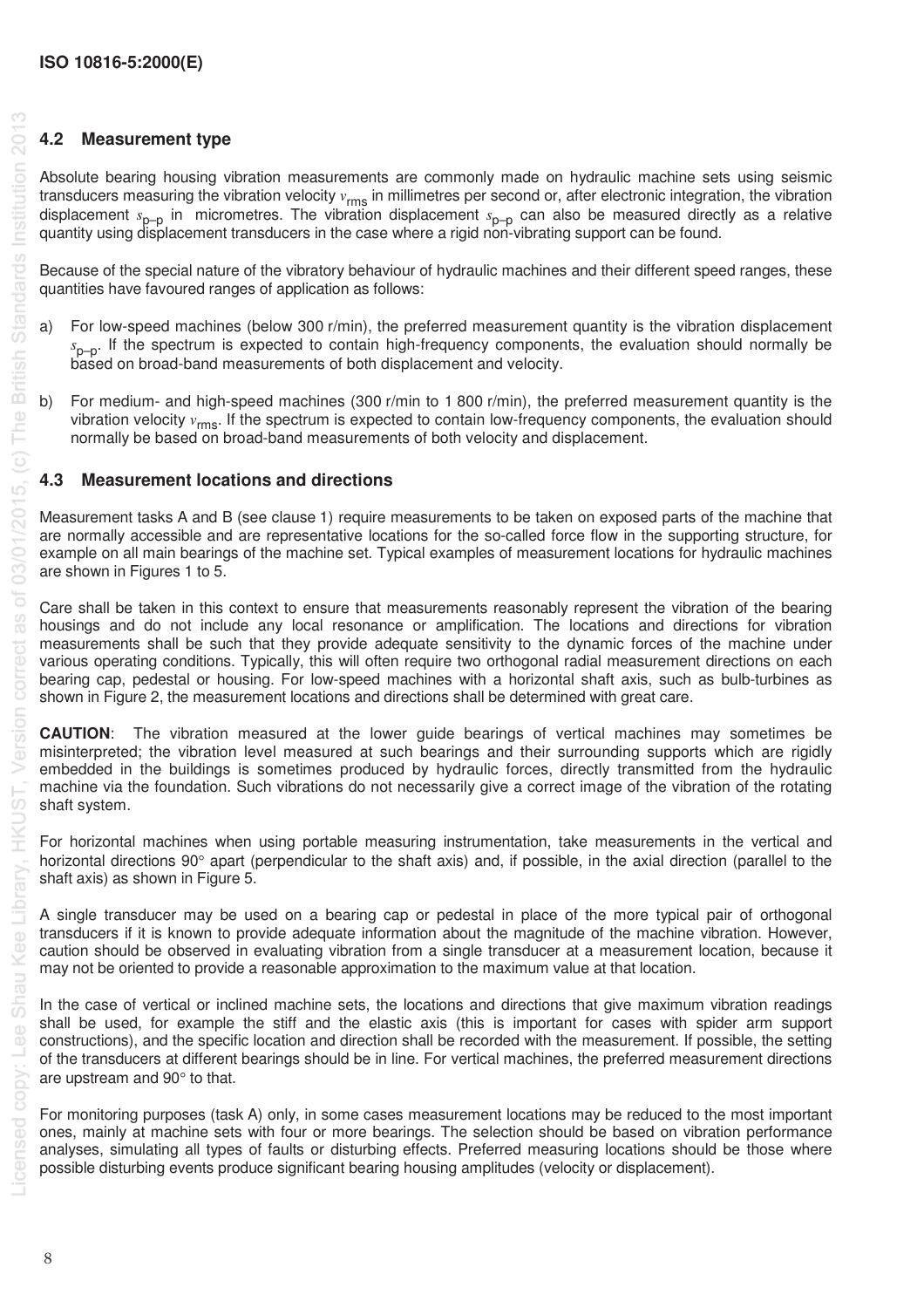## 4.2 Measurement type

Absolute bearing housing vibration measurements are commonly made on hydraulic machine sets using seismic transducers measuring the vibration velocity $v_{rms}$ in millimetres per second or, after electronic integration, the vibration displacement $s_{p-p}$ in micrometres. The vibration displacement $s_{p-p}$ can also be measured directly as a relative quantity using displacement transducers in the case where a rigid non-vibrating support can be found.

Because of the special nature of the vibratory behaviour of hydraulic machines and their different speed ranges, these quantities have favoured ranges of application as follows:

a) For low-speed machines (below 300 r/min), the preferred measurement quantity is the vibration displacement $s_{p-p}$. If the spectrum is expected to contain high-frequency components, the evaluation should normally be based on broad-band measurements of both displacement and velocity.

b) For medium- and high-speed machines (300 r/min to 1 800 r/min), the preferred measurement quantity is the vibration velocity $v_{rms}$. If the spectrum is expected to contain low-frequency components, the evaluation should normally be based on broad-band measurements of both velocity and displacement.

## 4.3 Measurement locations and directions

Measurement tasks A and B (see clause 1) require measurements to be taken on exposed parts of the machine that are normally accessible and are representative locations for the so-called force flow in the supporting structure, for example on all main bearings of the machine set. Typical examples of measurement locations for hydraulic machines are shown in Figures 1 to 5.

Care shall be taken in this context to ensure that measurements reasonably represent the vibration of the bearing housings and do not include any local resonance or amplification. The locations and directions for vibration measurements shall be such that they provide adequate sensitivity to the dynamic forces of the machine under various operating conditions. Typically, this will often require two orthogonal radial measurement directions on each bearing cap, pedestal or housing. For low-speed machines with a horizontal shaft axis, such as bulb-turbines as shown in Figure 2, the measurement locations and directions shall be determined with great care.

**CAUTION**: The vibration measured at the lower guide bearings of vertical machines may sometimes be misinterpreted; the vibration level measured at such bearings and their surrounding supports which are rigidly embedded in the buildings is sometimes produced by hydraulic forces, directly transmitted from the hydraulic machine via the foundation. Such vibrations do not necessarily give a correct image of the vibration of the rotating shaft system.

For horizontal machines when using portable measuring instrumentation, take measurements in the vertical and horizontal directions 90° apart (perpendicular to the shaft axis) and, if possible, in the axial direction (parallel to the shaft axis) as shown in Figure 5.

A single transducer may be used on a bearing cap or pedestal in place of the more typical pair of orthogonal transducers if it is known to provide adequate information about the magnitude of the machine vibration. However, caution should be observed in evaluating vibration from a single transducer at a measurement location, because it may not be oriented to provide a reasonable approximation to the maximum value at that location.

In the case of vertical or inclined machine sets, the locations and directions that give maximum vibration readings shall be used, for example the stiff and the elastic axis (this is important for cases with spider arm support constructions), and the specific location and direction shall be recorded with the measurement. If possible, the setting of the transducers at different bearings should be in line. For vertical machines, the preferred measurement directions are upstream and 90° to that.

For monitoring purposes (task A) only, in some cases measurement locations may be reduced to the most important ones, mainly at machine sets with four or more bearings. The selection should be based on vibration performance analyses, simulating all types of faults or disturbing effects. Preferred measuring locations should be those where possible disturbing events produce significant bearing housing amplitudes (velocity or displacement).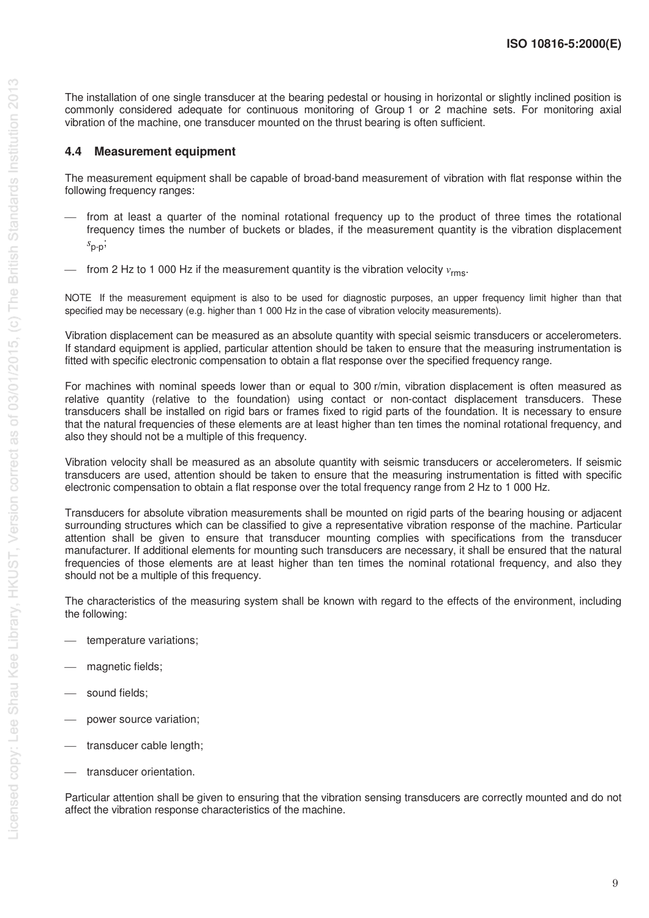The installation of one single transducer at the bearing pedestal or housing in horizontal or slightly inclined position is commonly considered adequate for continuous monitoring of Group 1 or 2 machine sets. For monitoring axial vibration of the machine, one transducer mounted on the thrust bearing is often sufficient.

### 4.4 Measurement equipment

The measurement equipment shall be capable of broad-band measurement of vibration with flat response within the following frequency ranges:

- from at least a quarter of the nominal rotational frequency up to the product of three times the rotational frequency times the number of buckets or blades, if the measurement quantity is the vibration displacement $s_{\text{p-p}}$;
- from 2 Hz to 1 000 Hz if the measurement quantity is the vibration velocity $v_{\text{rms}}$.

NOTE If the measurement equipment is also to be used for diagnostic purposes, an upper frequency limit higher than that specified may be necessary (e.g. higher than 1 000 Hz in the case of vibration velocity measurements).

Vibration displacement can be measured as an absolute quantity with special seismic transducers or accelerometers. If standard equipment is applied, particular attention should be taken to ensure that the measuring instrumentation is fitted with specific electronic compensation to obtain a flat response over the specified frequency range.

For machines with nominal speeds lower than or equal to 300 r/min, vibration displacement is often measured as relative quantity (relative to the foundation) using contact or non-contact displacement transducers. These transducers shall be installed on rigid bars or frames fixed to rigid parts of the foundation. It is necessary to ensure that the natural frequencies of these elements are at least higher than ten times the nominal rotational frequency, and also they should not be a multiple of this frequency.

Vibration velocity shall be measured as an absolute quantity with seismic transducers or accelerometers. If seismic transducers are used, attention should be taken to ensure that the measuring instrumentation is fitted with specific electronic compensation to obtain a flat response over the total frequency range from 2 Hz to 1 000 Hz.

Transducers for absolute vibration measurements shall be mounted on rigid parts of the bearing housing or adjacent surrounding structures which can be classified to give a representative vibration response of the machine. Particular attention shall be given to ensure that transducer mounting complies with specifications from the transducer manufacturer. If additional elements for mounting such transducers are necessary, it shall be ensured that the natural frequencies of those elements are at least higher than ten times the nominal rotational frequency, and also they should not be a multiple of this frequency.

The characteristics of the measuring system shall be known with regard to the effects of the environment, including the following:

- temperature variations;
- magnetic fields;
- sound fields;
- power source variation;
- transducer cable length;
- transducer orientation.

Particular attention shall be given to ensuring that the vibration sensing transducers are correctly mounted and do not affect the vibration response characteristics of the machine.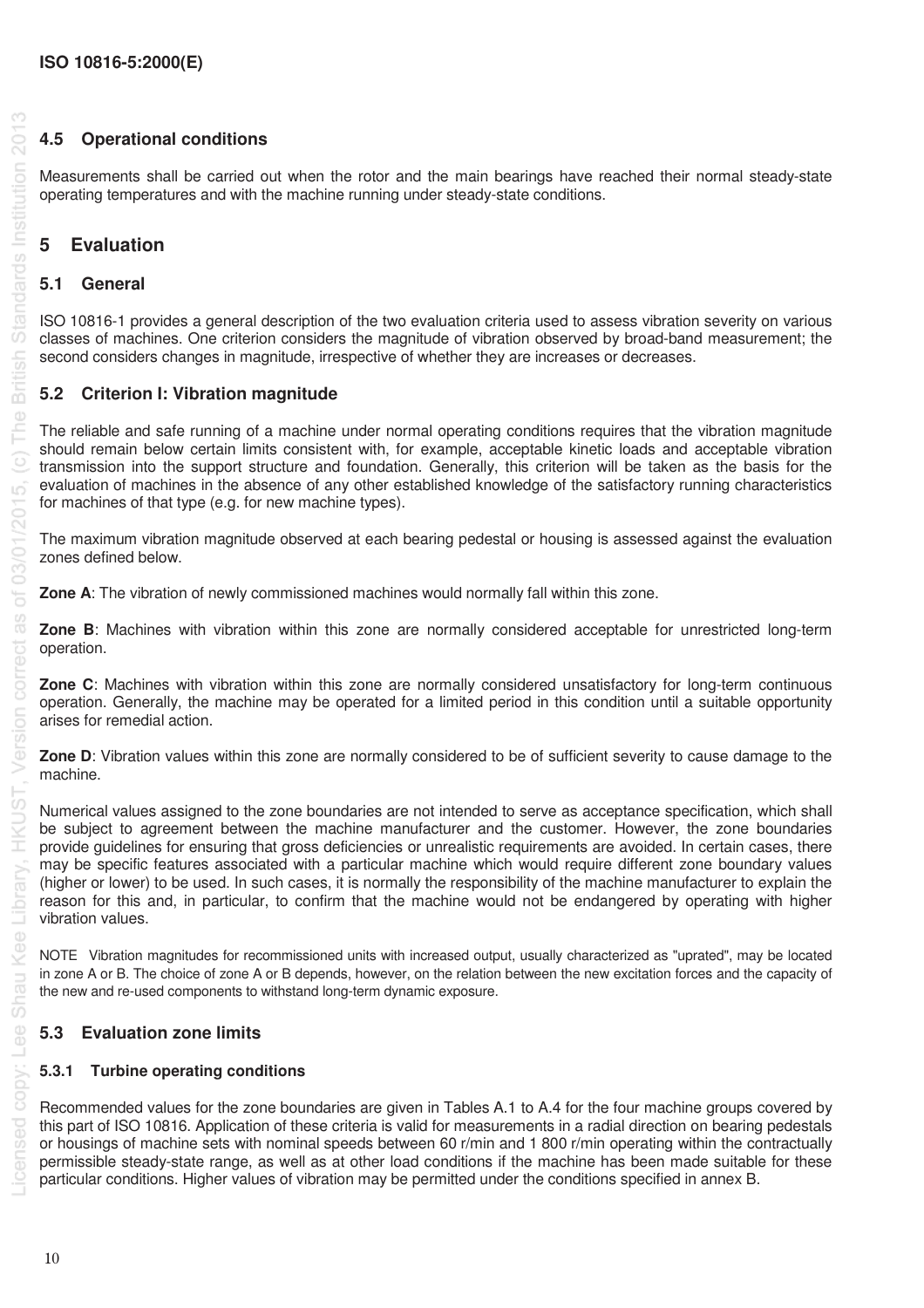### 4.5 Operational conditions

Measurements shall be carried out when the rotor and the main bearings have reached their normal steady-state operating temperatures and with the machine running under steady-state conditions.

## 5 Evaluation

### 5.1 General

ISO 10816-1 provides a general description of the two evaluation criteria used to assess vibration severity on various classes of machines. One criterion considers the magnitude of vibration observed by broad-band measurement; the second considers changes in magnitude, irrespective of whether they are increases or decreases.

### 5.2 Criterion I: Vibration magnitude

The reliable and safe running of a machine under normal operating conditions requires that the vibration magnitude should remain below certain limits consistent with, for example, acceptable kinetic loads and acceptable vibration transmission into the support structure and foundation. Generally, this criterion will be taken as the basis for the evaluation of machines in the absence of any other established knowledge of the satisfactory running characteristics for machines of that type (e.g. for new machine types).

The maximum vibration magnitude observed at each bearing pedestal or housing is assessed against the evaluation zones defined below.

**Zone A**: The vibration of newly commissioned machines would normally fall within this zone.

**Zone B**: Machines with vibration within this zone are normally considered acceptable for unrestricted long-term operation.

**Zone C**: Machines with vibration within this zone are normally considered unsatisfactory for long-term continuous operation. Generally, the machine may be operated for a limited period in this condition until a suitable opportunity arises for remedial action.

**Zone D**: Vibration values within this zone are normally considered to be of sufficient severity to cause damage to the machine.

Numerical values assigned to the zone boundaries are not intended to serve as acceptance specification, which shall be subject to agreement between the machine manufacturer and the customer. However, the zone boundaries provide guidelines for ensuring that gross deficiencies or unrealistic requirements are avoided. In certain cases, there may be specific features associated with a particular machine which would require different zone boundary values (higher or lower) to be used. In such cases, it is normally the responsibility of the machine manufacturer to explain the reason for this and, in particular, to confirm that the machine would not be endangered by operating with higher vibration values.

NOTE Vibration magnitudes for recommissioned units with increased output, usually characterized as "uprated", may be located in zone A or B. The choice of zone A or B depends, however, on the relation between the new excitation forces and the capacity of the new and re-used components to withstand long-term dynamic exposure.

### 5.3 Evaluation zone limits

#### 5.3.1 Turbine operating conditions

Recommended values for the zone boundaries are given in Tables A.1 to A.4 for the four machine groups covered by this part of ISO 10816. Application of these criteria is valid for measurements in a radial direction on bearing pedestals or housings of machine sets with nominal speeds between 60 r/min and 1 800 r/min operating within the contractually permissible steady-state range, as well as at other load conditions if the machine has been made suitable for these particular conditions. Higher values of vibration may be permitted under the conditions specified in annex B.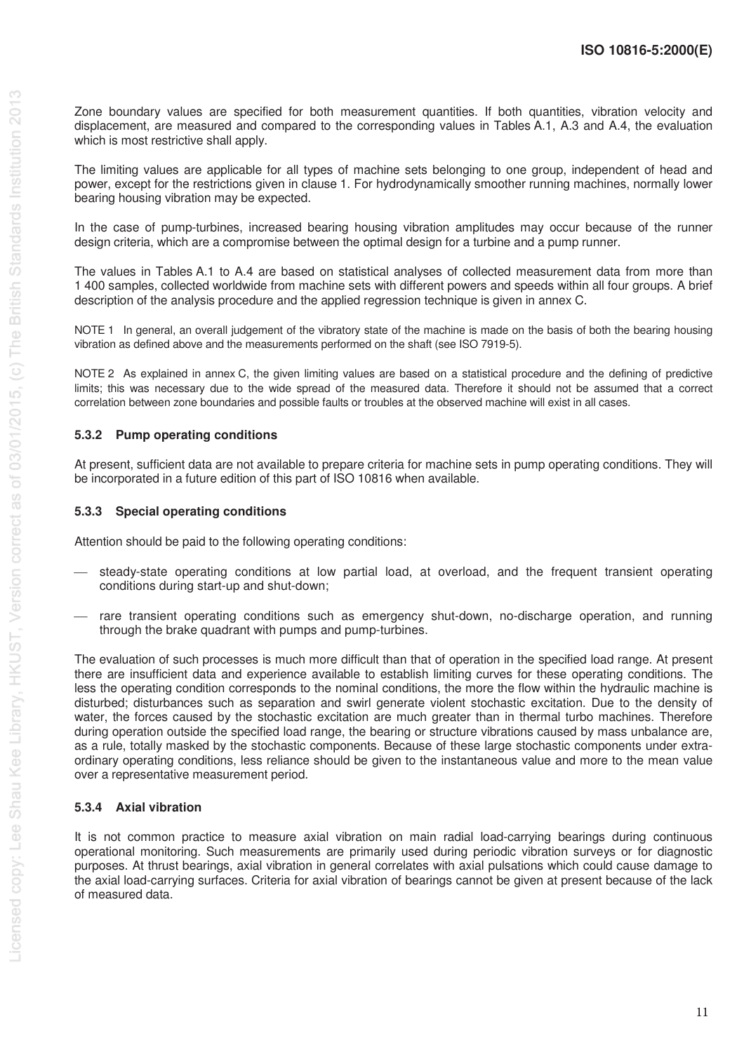Zone boundary values are specified for both measurement quantities. If both quantities, vibration velocity and displacement, are measured and compared to the corresponding values in Tables A.1, A.3 and A.4, the evaluation which is most restrictive shall apply.

The limiting values are applicable for all types of machine sets belonging to one group, independent of head and power, except for the restrictions given in clause 1. For hydrodynamically smoother running machines, normally lower bearing housing vibration may be expected.

In the case of pump-turbines, increased bearing housing vibration amplitudes may occur because of the runner design criteria, which are a compromise between the optimal design for a turbine and a pump runner.

The values in Tables A.1 to A.4 are based on statistical analyses of collected measurement data from more than 1 400 samples, collected worldwide from machine sets with different powers and speeds within all four groups. A brief description of the analysis procedure and the applied regression technique is given in annex C.

NOTE 1 In general, an overall judgement of the vibratory state of the machine is made on the basis of both the bearing housing vibration as defined above and the measurements performed on the shaft (see ISO 7919-5).

NOTE 2 As explained in annex C, the given limiting values are based on a statistical procedure and the defining of predictive limits; this was necessary due to the wide spread of the measured data. Therefore it should not be assumed that a correct correlation between zone boundaries and possible faults or troubles at the observed machine will exist in all cases.

### 5.3.2 Pump operating conditions

At present, sufficient data are not available to prepare criteria for machine sets in pump operating conditions. They will be incorporated in a future edition of this part of ISO 10816 when available.

### 5.3.3 Special operating conditions

Attention should be paid to the following operating conditions:

- steady-state operating conditions at low partial load, at overload, and the frequent transient operating conditions during start-up and shut-down;
- rare transient operating conditions such as emergency shut-down, no-discharge operation, and running through the brake quadrant with pumps and pump-turbines.

The evaluation of such processes is much more difficult than that of operation in the specified load range. At present there are insufficient data and experience available to establish limiting curves for these operating conditions. The less the operating condition corresponds to the nominal conditions, the more the flow within the hydraulic machine is disturbed; disturbances such as separation and swirl generate violent stochastic excitation. Due to the density of water, the forces caused by the stochastic excitation are much greater than in thermal turbo machines. Therefore during operation outside the specified load range, the bearing or structure vibrations caused by mass unbalance are, as a rule, totally masked by the stochastic components. Because of these large stochastic components under extra-ordinary operating conditions, less reliance should be given to the instantaneous value and more to the mean value over a representative measurement period.

### 5.3.4 Axial vibration

It is not common practice to measure axial vibration on main radial load-carrying bearings during continuous operational monitoring. Such measurements are primarily used during periodic vibration surveys or for diagnostic purposes. At thrust bearings, axial vibration in general correlates with axial pulsations which could cause damage to the axial load-carrying surfaces. Criteria for axial vibration of bearings cannot be given at present because of the lack of measured data.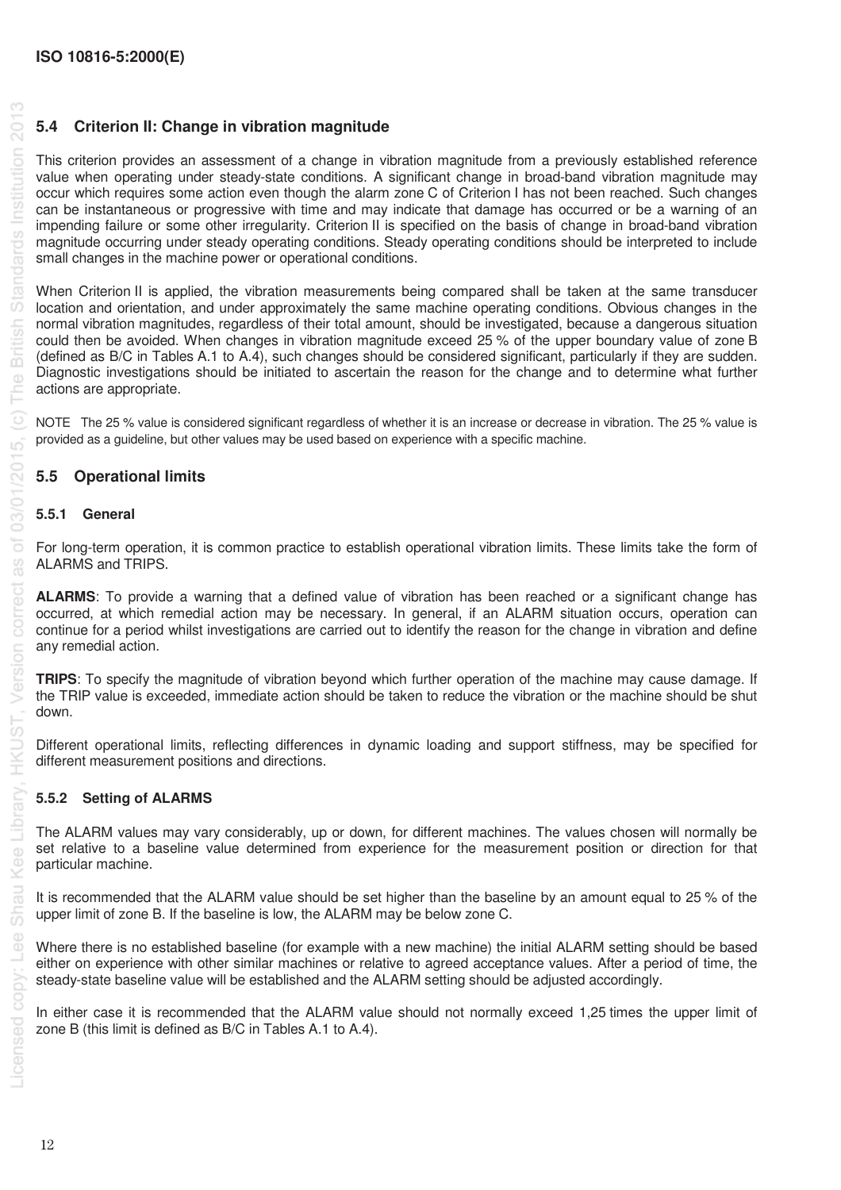## 5.4 Criterion II: Change in vibration magnitude

This criterion provides an assessment of a change in vibration magnitude from a previously established reference value when operating under steady-state conditions. A significant change in broad-band vibration magnitude may occur which requires some action even though the alarm zone C of Criterion I has not been reached. Such changes can be instantaneous or progressive with time and may indicate that damage has occurred or be a warning of an impending failure or some other irregularity. Criterion II is specified on the basis of change in broad-band vibration magnitude occurring under steady operating conditions. Steady operating conditions should be interpreted to include small changes in the machine power or operational conditions.

When Criterion II is applied, the vibration measurements being compared shall be taken at the same transducer location and orientation, and under approximately the same machine operating conditions. Obvious changes in the normal vibration magnitudes, regardless of their total amount, should be investigated, because a dangerous situation could then be avoided. When changes in vibration magnitude exceed 25 % of the upper boundary value of zone B (defined as B/C in Tables A.1 to A.4), such changes should be considered significant, particularly if they are sudden. Diagnostic investigations should be initiated to ascertain the reason for the change and to determine what further actions are appropriate.

NOTE The 25 % value is considered significant regardless of whether it is an increase or decrease in vibration. The 25 % value is provided as a guideline, but other values may be used based on experience with a specific machine.

## 5.5 Operational limits

### 5.5.1 General

For long-term operation, it is common practice to establish operational vibration limits. These limits take the form of ALARMS and TRIPS.

**ALARMS**: To provide a warning that a defined value of vibration has been reached or a significant change has occurred, at which remedial action may be necessary. In general, if an ALARM situation occurs, operation can continue for a period whilst investigations are carried out to identify the reason for the change in vibration and define any remedial action.

**TRIPS**: To specify the magnitude of vibration beyond which further operation of the machine may cause damage. If the TRIP value is exceeded, immediate action should be taken to reduce the vibration or the machine should be shut down.

Different operational limits, reflecting differences in dynamic loading and support stiffness, may be specified for different measurement positions and directions.

### 5.5.2 Setting of ALARMS

The ALARM values may vary considerably, up or down, for different machines. The values chosen will normally be set relative to a baseline value determined from experience for the measurement position or direction for that particular machine.

It is recommended that the ALARM value should be set higher than the baseline by an amount equal to 25 % of the upper limit of zone B. If the baseline is low, the ALARM may be below zone C.

Where there is no established baseline (for example with a new machine) the initial ALARM setting should be based either on experience with other similar machines or relative to agreed acceptance values. After a period of time, the steady-state baseline value will be established and the ALARM setting should be adjusted accordingly.

In either case it is recommended that the ALARM value should not normally exceed 1,25 times the upper limit of zone B (this limit is defined as B/C in Tables A.1 to A.4).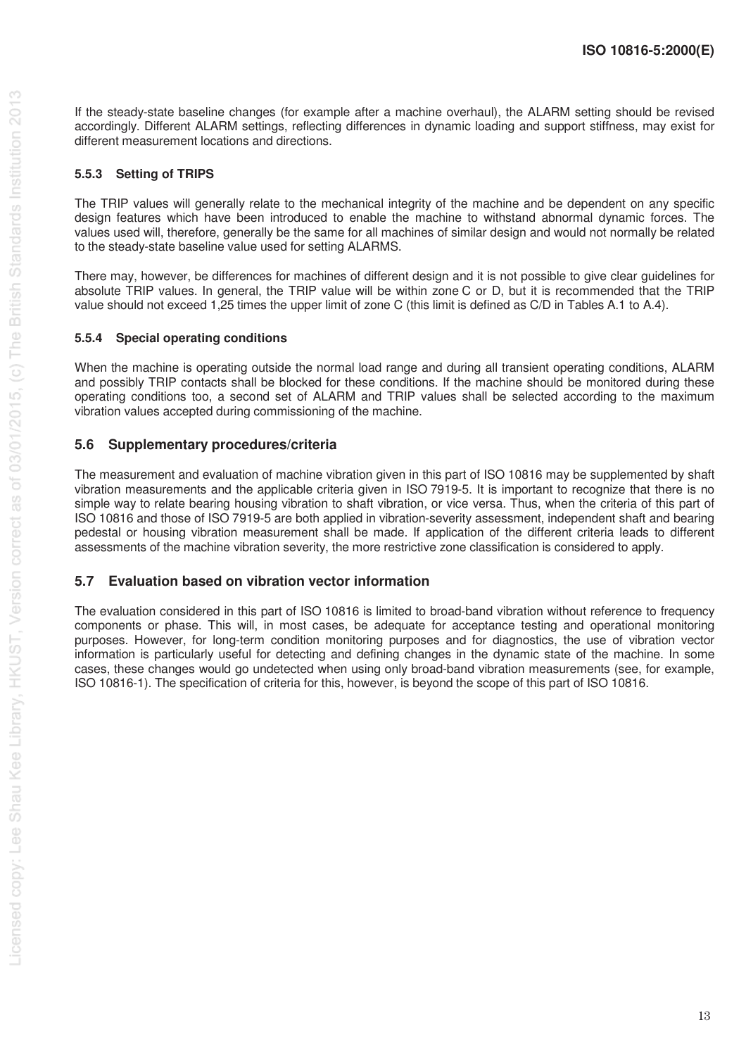If the steady-state baseline changes (for example after a machine overhaul), the ALARM setting should be revised accordingly. Different ALARM settings, reflecting differences in dynamic loading and support stiffness, may exist for different measurement locations and directions.

#### 5.5.3 Setting of TRIPS

The TRIP values will generally relate to the mechanical integrity of the machine and be dependent on any specific design features which have been introduced to enable the machine to withstand abnormal dynamic forces. The values used will, therefore, generally be the same for all machines of similar design and would not normally be related to the steady-state baseline value used for setting ALARMS.

There may, however, be differences for machines of different design and it is not possible to give clear guidelines for absolute TRIP values. In general, the TRIP value will be within zone C or D, but it is recommended that the TRIP value should not exceed 1,25 times the upper limit of zone C (this limit is defined as C/D in Tables A.1 to A.4).

#### 5.5.4 Special operating conditions

When the machine is operating outside the normal load range and during all transient operating conditions, ALARM and possibly TRIP contacts shall be blocked for these conditions. If the machine should be monitored during these operating conditions too, a second set of ALARM and TRIP values shall be selected according to the maximum vibration values accepted during commissioning of the machine.

### 5.6 Supplementary procedures/criteria

The measurement and evaluation of machine vibration given in this part of ISO 10816 may be supplemented by shaft vibration measurements and the applicable criteria given in ISO 7919-5. It is important to recognize that there is no simple way to relate bearing housing vibration to shaft vibration, or vice versa. Thus, when the criteria of this part of ISO 10816 and those of ISO 7919-5 are both applied in vibration-severity assessment, independent shaft and bearing pedestal or housing vibration measurement shall be made. If application of the different criteria leads to different assessments of the machine vibration severity, the more restrictive zone classification is considered to apply.

### 5.7 Evaluation based on vibration vector information

The evaluation considered in this part of ISO 10816 is limited to broad-band vibration without reference to frequency components or phase. This will, in most cases, be adequate for acceptance testing and operational monitoring purposes. However, for long-term condition monitoring purposes and for diagnostics, the use of vibration vector information is particularly useful for detecting and defining changes in the dynamic state of the machine. In some cases, these changes would go undetected when using only broad-band vibration measurements (see, for example, ISO 10816-1). The specification of criteria for this, however, is beyond the scope of this part of ISO 10816.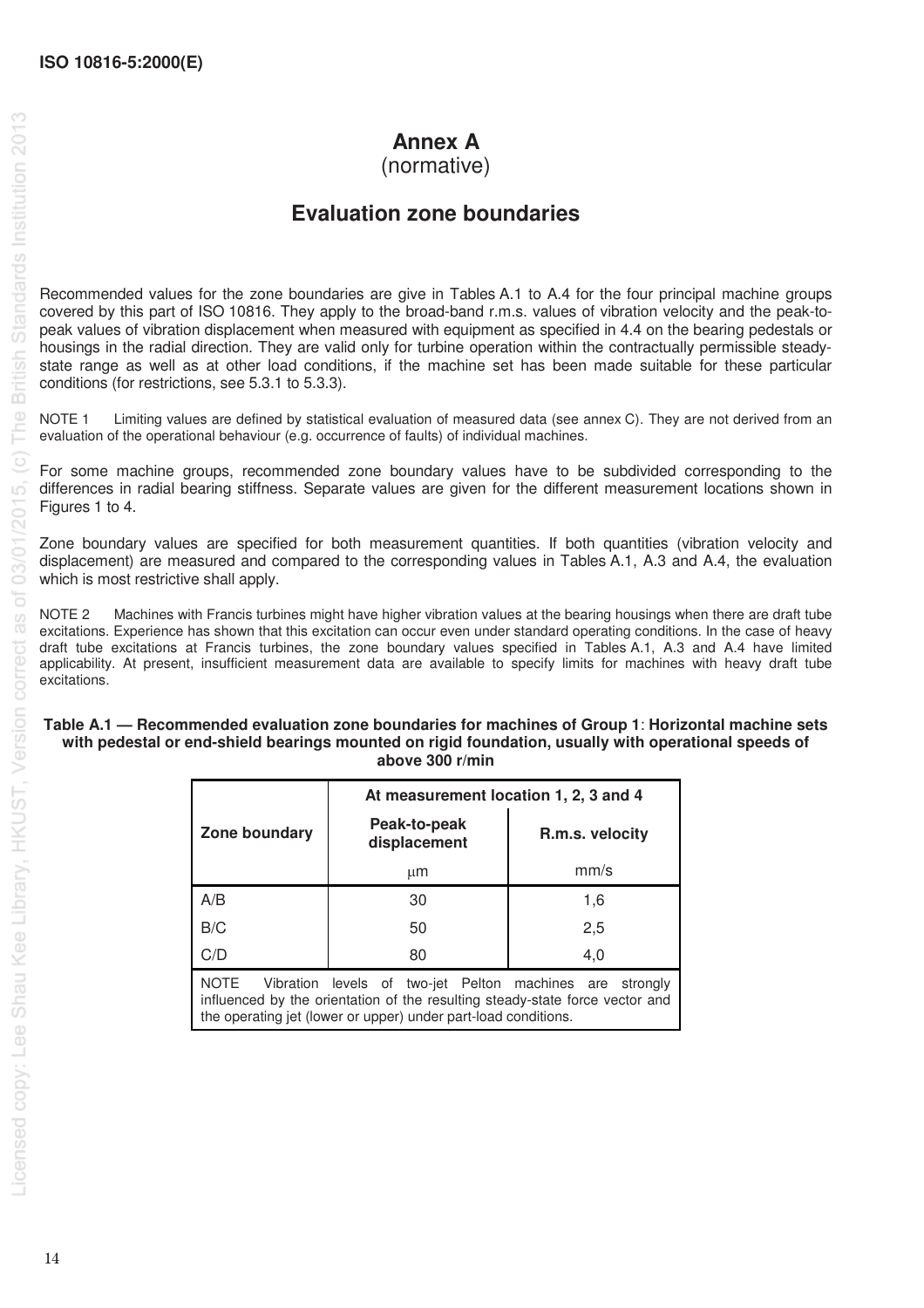# Annex A
(normative)

## Evaluation zone boundaries

Recommended values for the zone boundaries are give in Tables A.1 to A.4 for the four principal machine groups covered by this part of ISO 10816. They apply to the broad-band r.m.s. values of vibration velocity and the peak-to-peak values of vibration displacement when measured with equipment as specified in 4.4 on the bearing pedestals or housings in the radial direction. They are valid only for turbine operation within the contractually permissible steady-state range as well as at other load conditions, if the machine set has been made suitable for these particular conditions (for restrictions, see 5.3.1 to 5.3.3).

NOTE 1 Limiting values are defined by statistical evaluation of measured data (see annex C). They are not derived from an evaluation of the operational behaviour (e.g. occurrence of faults) of individual machines.

For some machine groups, recommended zone boundary values have to be subdivided corresponding to the differences in radial bearing stiffness. Separate values are given for the different measurement locations shown in Figures 1 to 4.

Zone boundary values are specified for both measurement quantities. If both quantities (vibration velocity and displacement) are measured and compared to the corresponding values in Tables A.1, A.3 and A.4, the evaluation which is most restrictive shall apply.

NOTE 2 Machines with Francis turbines might have higher vibration values at the bearing housings when there are draft tube excitations. Experience has shown that this excitation can occur even under standard operating conditions. In the case of heavy draft tube excitations at Francis turbines, the zone boundary values specified in Tables A.1, A.3 and A.4 have limited applicability. At present, insufficient measurement data are available to specify limits for machines with heavy draft tube excitations.

**Table A.1 — Recommended evaluation zone boundaries for machines of Group 1: Horizontal machine sets with pedestal or end-shield bearings mounted on rigid foundation, usually with operational speeds of above 300 r/min**

| Zone boundary | At measurement location 1, 2, 3 and 4 | |
|---|---|---|
| | Peak-to-peak displacement | R.m.s. velocity |
| | µm | mm/s |
| A/B | 30 | 1,6 |
| B/C | 50 | 2,5 |
| C/D | 80 | 4,0 |

NOTE Vibration levels of two-jet Pelton machines are strongly influenced by the orientation of the resulting steady-state force vector and the operating jet (lower or upper) under part-load conditions.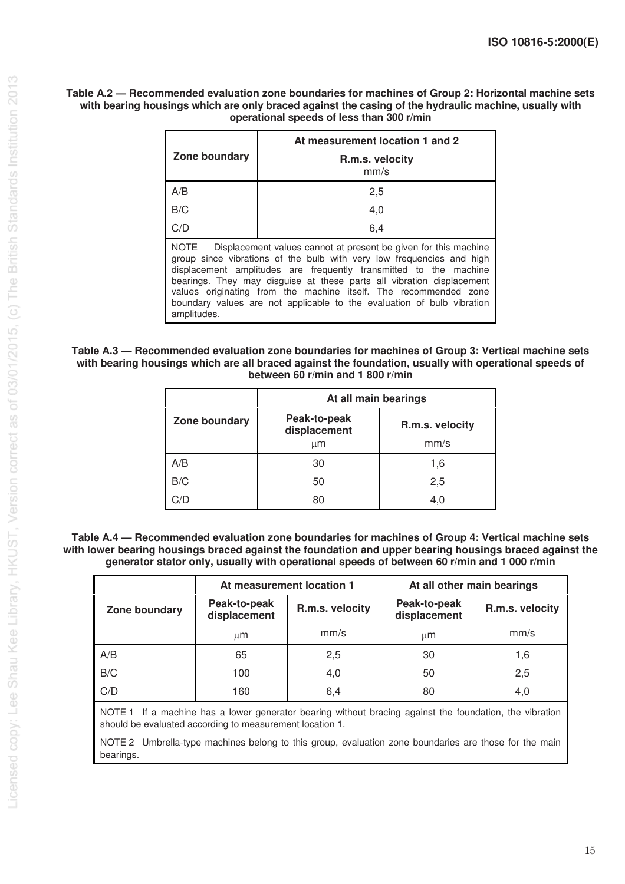**Table A.2 — Recommended evaluation zone boundaries for machines of Group 2: Horizontal machine sets with bearing housings which are only braced against the casing of the hydraulic machine, usually with operational speeds of less than 300 r/min**

| Zone boundary | At measurement location 1 and 2 R.m.s. velocity mm/s |
|---|---|
| A/B | 2,5 |
| B/C | 4,0 |
| C/D | 6,4 |

NOTE Displacement values cannot at present be given for this machine group since vibrations of the bulb with very low frequencies and high displacement amplitudes are frequently transmitted to the machine bearings. They may disguise at these parts all vibration displacement values originating from the machine itself. The recommended zone boundary values are not applicable to the evaluation of bulb vibration amplitudes.

**Table A.3 — Recommended evaluation zone boundaries for machines of Group 3: Vertical machine sets with bearing housings which are all braced against the foundation, usually with operational speeds of between 60 r/min and 1 800 r/min**

| Zone boundary | At all main bearings | |
|---|---|---|
| | Peak-to-peak displacement μm | R.m.s. velocity mm/s |
| A/B | 30 | 1,6 |
| B/C | 50 | 2,5 |
| C/D | 80 | 4,0 |

**Table A.4 — Recommended evaluation zone boundaries for machines of Group 4: Vertical machine sets with lower bearing housings braced against the foundation and upper bearing housings braced against the generator stator only, usually with operational speeds of between 60 r/min and 1 000 r/min**

| Zone boundary | At measurement location 1 | | At all other main bearings | |
|---|---|---|---|---|
| | Peak-to-peak displacement μm | R.m.s. velocity mm/s | Peak-to-peak displacement μm | R.m.s. velocity mm/s |
| A/B | 65 | 2,5 | 30 | 1,6 |
| B/C | 100 | 4,0 | 50 | 2,5 |
| C/D | 160 | 6,4 | 80 | 4,0 |

NOTE 1 If a machine has a lower generator bearing without bracing against the foundation, the vibration should be evaluated according to measurement location 1.

NOTE 2 Umbrella-type machines belong to this group, evaluation zone boundaries are those for the main bearings.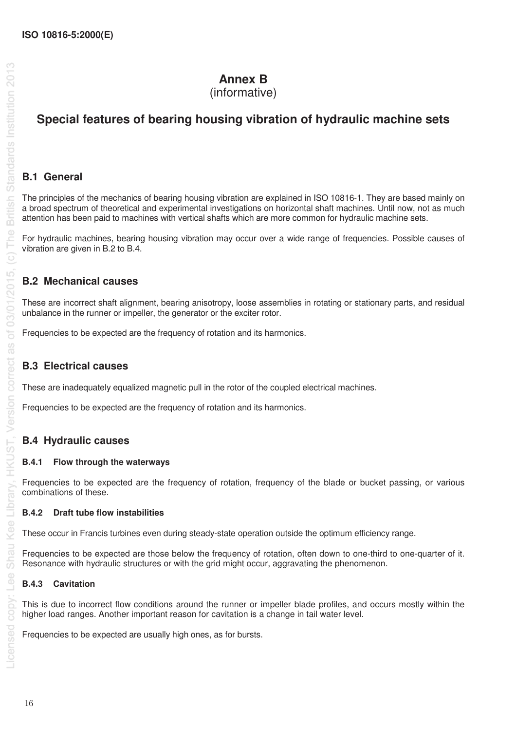# Annex B
(informative)

# Special features of bearing housing vibration of hydraulic machine sets

## B.1 General

The principles of the mechanics of bearing housing vibration are explained in ISO 10816-1. They are based mainly on a broad spectrum of theoretical and experimental investigations on horizontal shaft machines. Until now, not as much attention has been paid to machines with vertical shafts which are more common for hydraulic machine sets.

For hydraulic machines, bearing housing vibration may occur over a wide range of frequencies. Possible causes of vibration are given in B.2 to B.4.

## B.2 Mechanical causes

These are incorrect shaft alignment, bearing anisotropy, loose assemblies in rotating or stationary parts, and residual unbalance in the runner or impeller, the generator or the exciter rotor.

Frequencies to be expected are the frequency of rotation and its harmonics.

## B.3 Electrical causes

These are inadequately equalized magnetic pull in the rotor of the coupled electrical machines.

Frequencies to be expected are the frequency of rotation and its harmonics.

## B.4 Hydraulic causes

### B.4.1 Flow through the waterways

Frequencies to be expected are the frequency of rotation, frequency of the blade or bucket passing, or various combinations of these.

### B.4.2 Draft tube flow instabilities

These occur in Francis turbines even during steady-state operation outside the optimum efficiency range.

Frequencies to be expected are those below the frequency of rotation, often down to one-third to one-quarter of it. Resonance with hydraulic structures or with the grid might occur, aggravating the phenomenon.

### B.4.3 Cavitation

This is due to incorrect flow conditions around the runner or impeller blade profiles, and occurs mostly within the higher load ranges. Another important reason for cavitation is a change in tail water level.

Frequencies to be expected are usually high ones, as for bursts.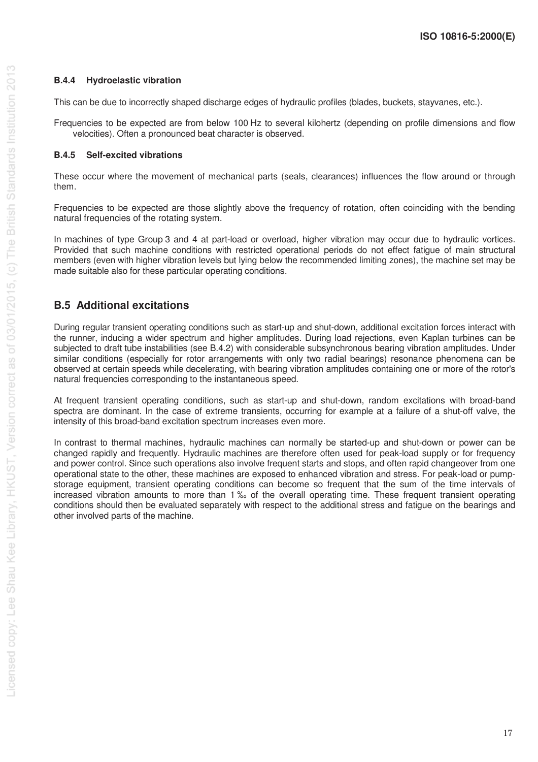### B.4.4 Hydroelastic vibration

This can be due to incorrectly shaped discharge edges of hydraulic profiles (blades, buckets, stayvanes, etc.).

Frequencies to be expected are from below 100 Hz to several kilohertz (depending on profile dimensions and flow velocities). Often a pronounced beat character is observed.

### B.4.5 Self-excited vibrations

These occur where the movement of mechanical parts (seals, clearances) influences the flow around or through them.

Frequencies to be expected are those slightly above the frequency of rotation, often coinciding with the bending natural frequencies of the rotating system.

In machines of type Group 3 and 4 at part-load or overload, higher vibration may occur due to hydraulic vortices. Provided that such machine conditions with restricted operational periods do not effect fatigue of main structural members (even with higher vibration levels but lying below the recommended limiting zones), the machine set may be made suitable also for these particular operating conditions.

## B.5 Additional excitations

During regular transient operating conditions such as start-up and shut-down, additional excitation forces interact with the runner, inducing a wider spectrum and higher amplitudes. During load rejections, even Kaplan turbines can be subjected to draft tube instabilities (see B.4.2) with considerable subsynchronous bearing vibration amplitudes. Under similar conditions (especially for rotor arrangements with only two radial bearings) resonance phenomena can be observed at certain speeds while decelerating, with bearing vibration amplitudes containing one or more of the rotor's natural frequencies corresponding to the instantaneous speed.

At frequent transient operating conditions, such as start-up and shut-down, random excitations with broad-band spectra are dominant. In the case of extreme transients, occurring for example at a failure of a shut-off valve, the intensity of this broad-band excitation spectrum increases even more.

In contrast to thermal machines, hydraulic machines can normally be started-up and shut-down or power can be changed rapidly and frequently. Hydraulic machines are therefore often used for peak-load supply or for frequency and power control. Since such operations also involve frequent starts and stops, and often rapid changeover from one operational state to the other, these machines are exposed to enhanced vibration and stress. For peak-load or pump-storage equipment, transient operating conditions can become so frequent that the sum of the time intervals of increased vibration amounts to more than 1 ‰ of the overall operating time. These frequent transient operating conditions should then be evaluated separately with respect to the additional stress and fatigue on the bearings and other involved parts of the machine.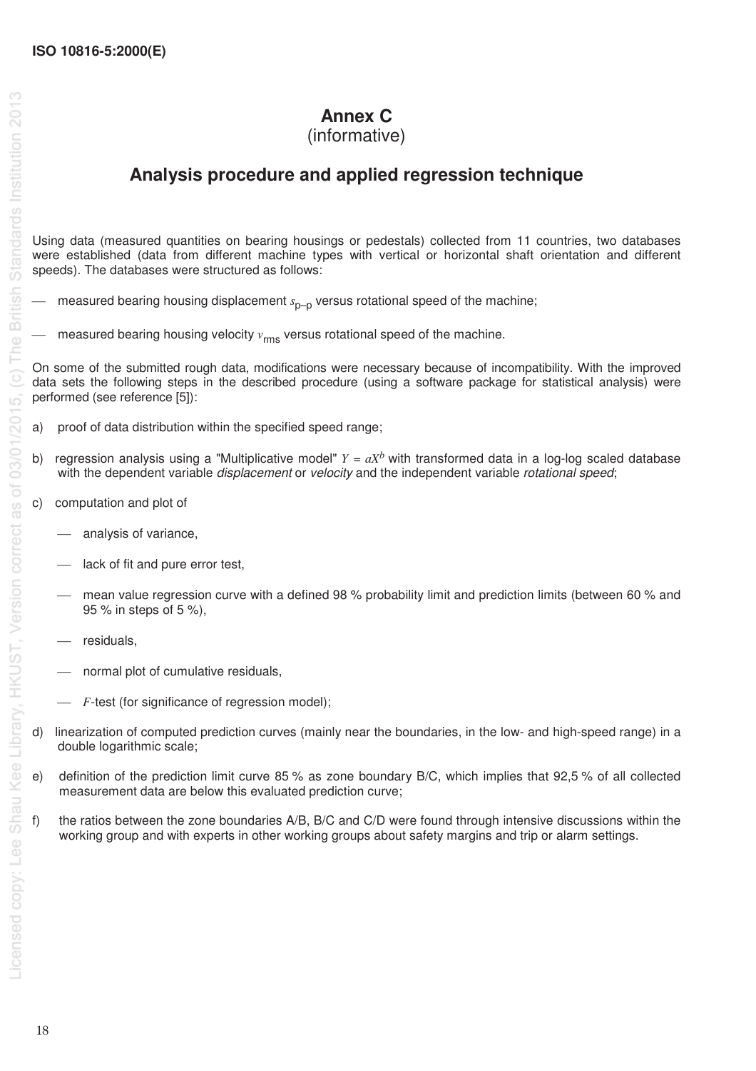# Annex C
(informative)

## Analysis procedure and applied regression technique

Using data (measured quantities on bearing housings or pedestals) collected from 11 countries, two databases were established (data from different machine types with vertical or horizontal shaft orientation and different speeds). The databases were structured as follows:

- measured bearing housing displacement $s_{p-p}$ versus rotational speed of the machine;
- measured bearing housing velocity $v_{rms}$ versus rotational speed of the machine.

On some of the submitted rough data, modifications were necessary because of incompatibility. With the improved data sets the following steps in the described procedure (using a software package for statistical analysis) were performed (see reference [5]):

a) proof of data distribution within the specified speed range;

b) regression analysis using a "Multiplicative model" $Y = aX^b$ with transformed data in a log-log scaled database with the dependent variable *displacement* or *velocity* and the independent variable *rotational speed*;

c) computation and plot of

- analysis of variance,
- lack of fit and pure error test,
- mean value regression curve with a defined 98 % probability limit and prediction limits (between 60 % and 95 % in steps of 5 %),
- residuals,
- normal plot of cumulative residuals,
- $F$-test (for significance of regression model);

d) linearization of computed prediction curves (mainly near the boundaries, in the low- and high-speed range) in a double logarithmic scale;

e) definition of the prediction limit curve 85 % as zone boundary B/C, which implies that 92,5 % of all collected measurement data are below this evaluated prediction curve;

f) the ratios between the zone boundaries A/B, B/C and C/D were found through intensive discussions within the working group and with experts in other working groups about safety margins and trip or alarm settings.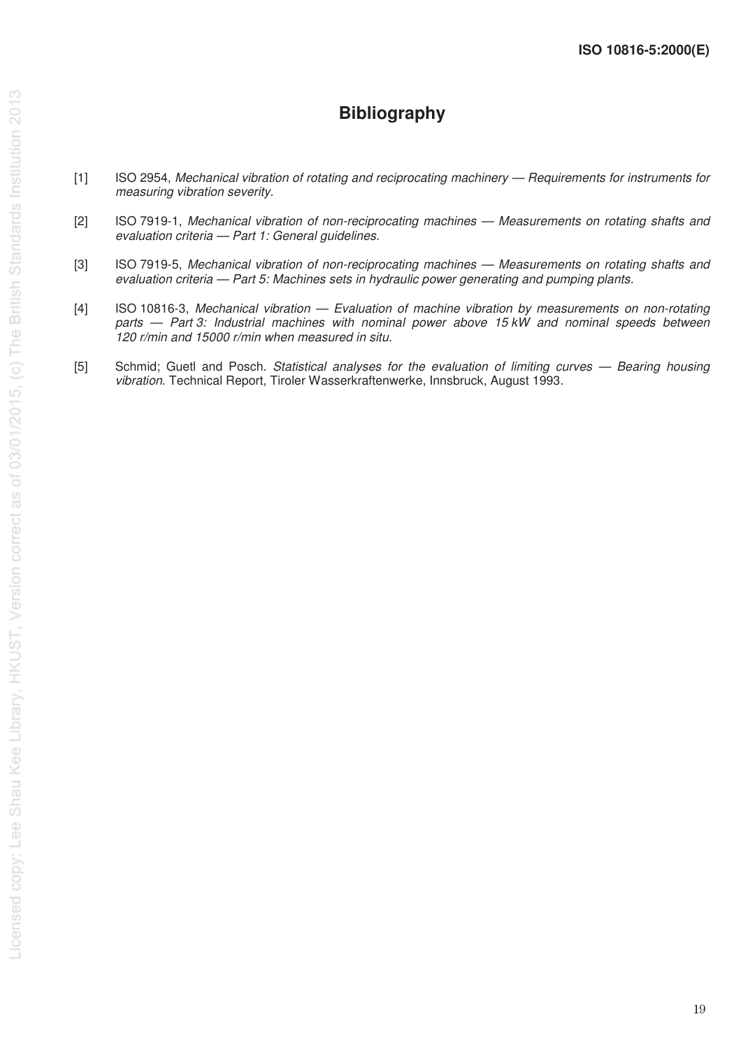# Bibliography

[1] ISO 2954, *Mechanical vibration of rotating and reciprocating machinery — Requirements for instruments for measuring vibration severity*.

[2] ISO 7919-1, *Mechanical vibration of non-reciprocating machines — Measurements on rotating shafts and evaluation criteria — Part 1: General guidelines.*

[3] ISO 7919-5, *Mechanical vibration of non-reciprocating machines — Measurements on rotating shafts and evaluation criteria — Part 5: Machines sets in hydraulic power generating and pumping plants.*

[4] ISO 10816-3, *Mechanical vibration — Evaluation of machine vibration by measurements on non-rotating parts — Part 3: Industrial machines with nominal power above 15 kW and nominal speeds between 120 r/min and 15000 r/min when measured in situ.*

[5] Schmid; Guetl and Posch. *Statistical analyses for the evaluation of limiting curves — Bearing housing vibration*. Technical Report, Tiroler Wasserkraftenwerke, Innsbruck, August 1993.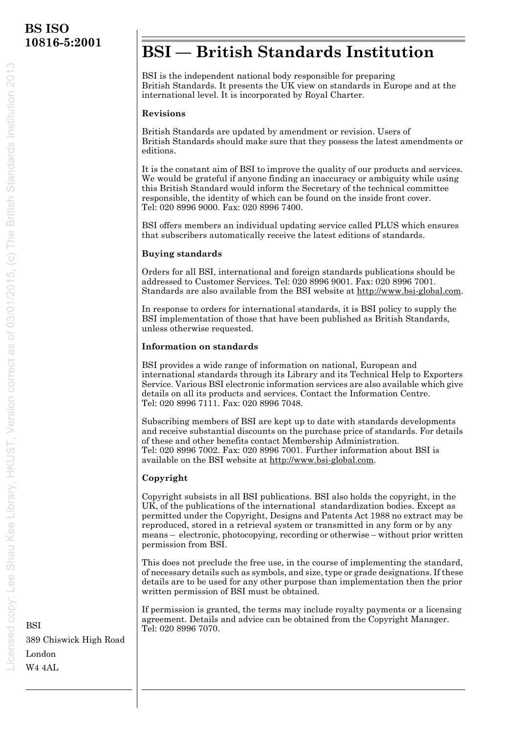# BSI — British Standards Institution

BSI is the independent national body responsible for preparing British Standards. It presents the UK view on standards in Europe and at the international level. It is incorporated by Royal Charter.

**Revisions**

British Standards are updated by amendment or revision. Users of British Standards should make sure that they possess the latest amendments or editions.

It is the constant aim of BSI to improve the quality of our products and services. We would be grateful if anyone finding an inaccuracy or ambiguity while using this British Standard would inform the Secretary of the technical committee responsible, the identity of which can be found on the inside front cover. Tel: 020 8996 9000. Fax: 020 8996 7400.

BSI offers members an individual updating service called PLUS which ensures that subscribers automatically receive the latest editions of standards.

**Buying standards**

Orders for all BSI, international and foreign standards publications should be addressed to Customer Services. Tel: 020 8996 9001. Fax: 020 8996 7001. Standards are also available from the BSI website at http://www.bsi-global.com.

In response to orders for international standards, it is BSI policy to supply the BSI implementation of those that have been published as British Standards, unless otherwise requested.

**Information on standards**

BSI provides a wide range of information on national, European and international standards through its Library and its Technical Help to Exporters Service. Various BSI electronic information services are also available which give details on all its products and services. Contact the Information Centre. Tel: 020 8996 7111. Fax: 020 8996 7048.

Subscribing members of BSI are kept up to date with standards developments and receive substantial discounts on the purchase price of standards. For details of these and other benefits contact Membership Administration. Tel: 020 8996 7002. Fax: 020 8996 7001. Further information about BSI is available on the BSI website at http://www.bsi-global.com.

**Copyright**

Copyright subsists in all BSI publications. BSI also holds the copyright, in the UK, of the publications of the international standardization bodies. Except as permitted under the Copyright, Designs and Patents Act 1988 no extract may be reproduced, stored in a retrieval system or transmitted in any form or by any means – electronic, photocopying, recording or otherwise – without prior written permission from BSI.

This does not preclude the free use, in the course of implementing the standard, of necessary details such as symbols, and size, type or grade designations. If these details are to be used for any other purpose than implementation then the prior written permission of BSI must be obtained.

If permission is granted, the terms may include royalty payments or a licensing agreement. Details and advice can be obtained from the Copyright Manager. Tel: 020 8996 7070.

BSI
389 Chiswick High Road
London
W4 4AL